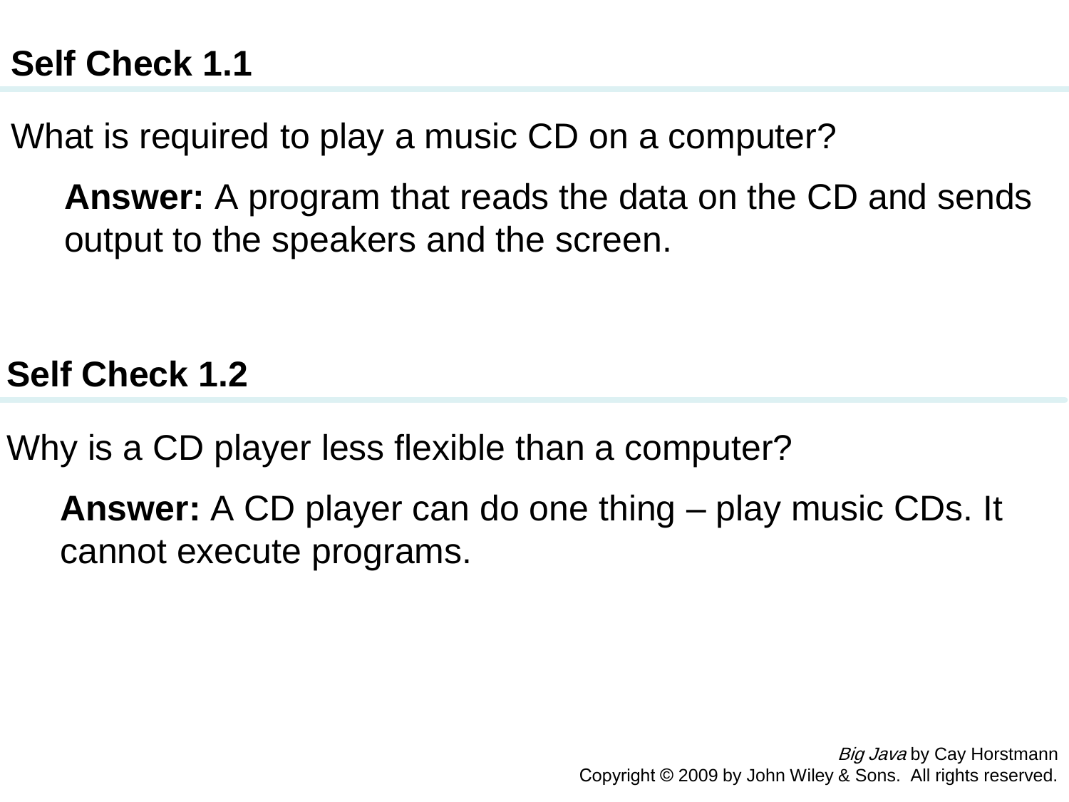## Self Check 1.1

What is required to play a music CD on a computer?

**Answer:** A program that reads the data on the CD and sends output to the speakers and the screen.

## Self Check 1.2

Why is a CD player less flexible than a computer?

**Answer:** A CD player can do one thing – play music CDs. It cannot execute programs.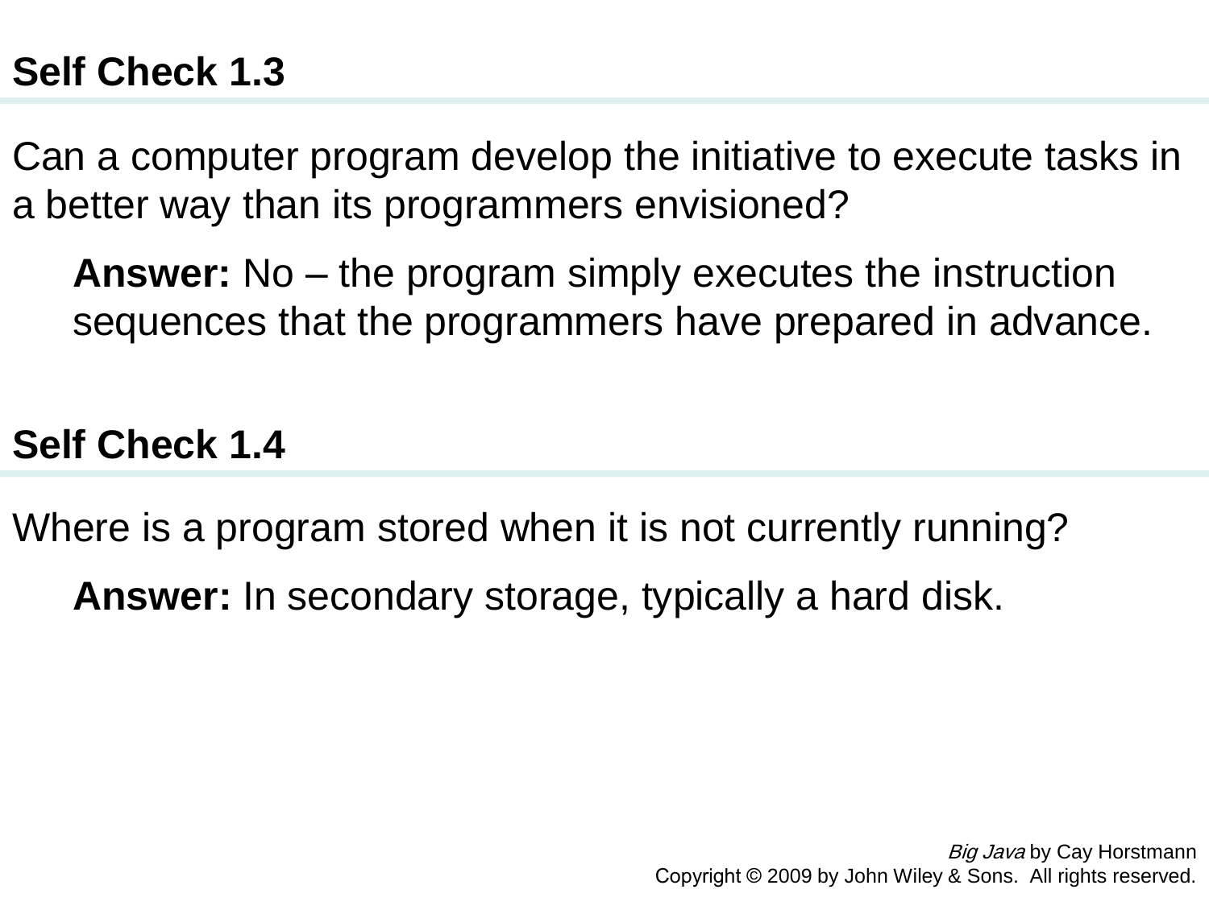## Self Check 1.3

Can a computer program develop the initiative to execute tasks in a better way than its programmers envisioned?

**Answer:** No – the program simply executes the instruction sequences that the programmers have prepared in advance.

## Self Check 1.4

Where is a program stored when it is not currently running?

**Answer:** In secondary storage, typically a hard disk.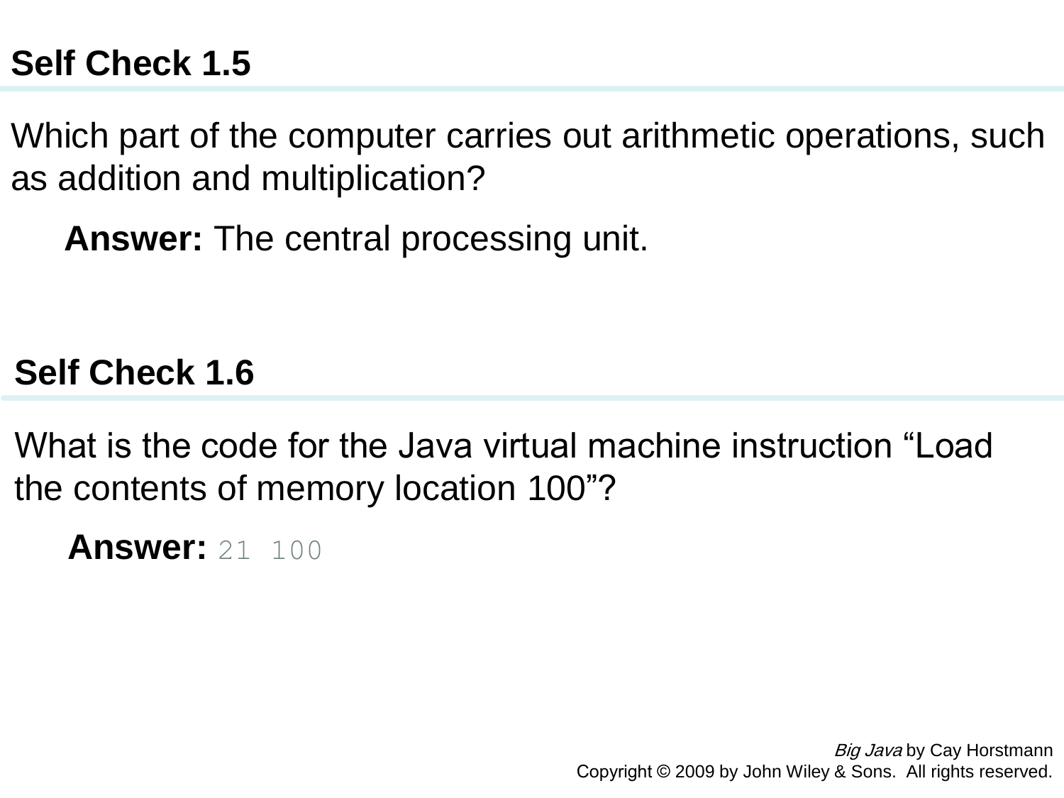## Self Check 1.5

Which part of the computer carries out arithmetic operations, such as addition and multiplication?

**Answer:** The central processing unit.

## Self Check 1.6

What is the code for the Java virtual machine instruction “Load the contents of memory location 100”?

**Answer:** `21 100`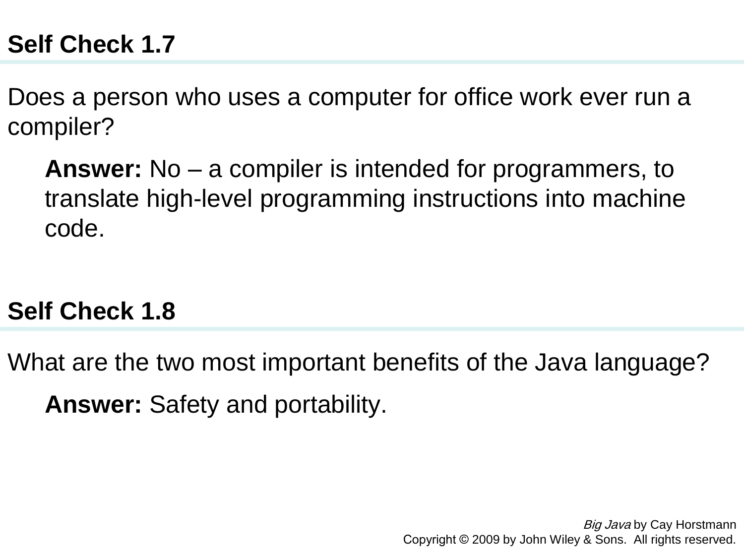## Self Check 1.7

Does a person who uses a computer for office work ever run a compiler?

**Answer:** No – a compiler is intended for programmers, to translate high-level programming instructions into machine code.

## Self Check 1.8

What are the two most important benefits of the Java language?

**Answer:** Safety and portability.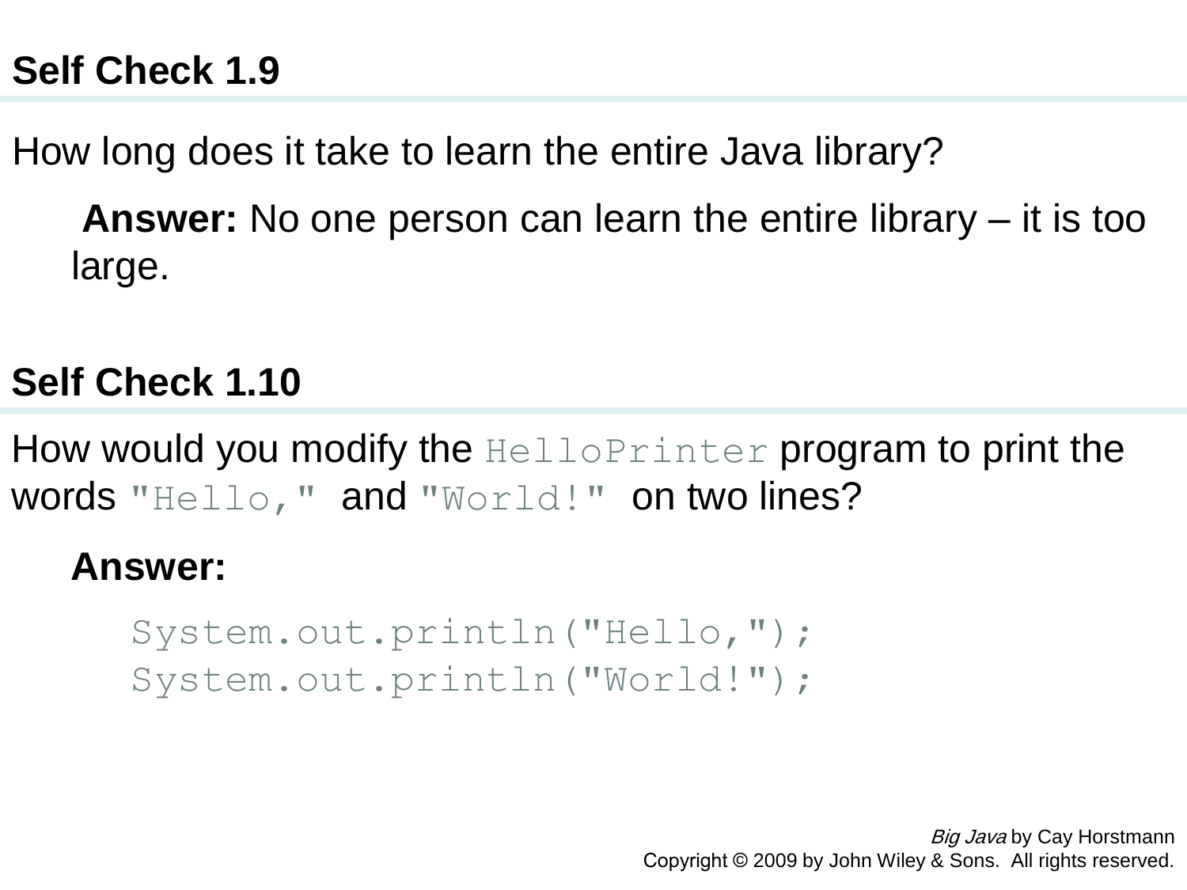## Self Check 1.9

How long does it take to learn the entire Java library?

**Answer:** No one person can learn the entire library – it is too large.

## Self Check 1.10

How would you modify the `HelloPrinter` program to print the words `"Hello,"` and `"World!"` on two lines?

**Answer:**

```
System.out.println("Hello,");
System.out.println("World!");
```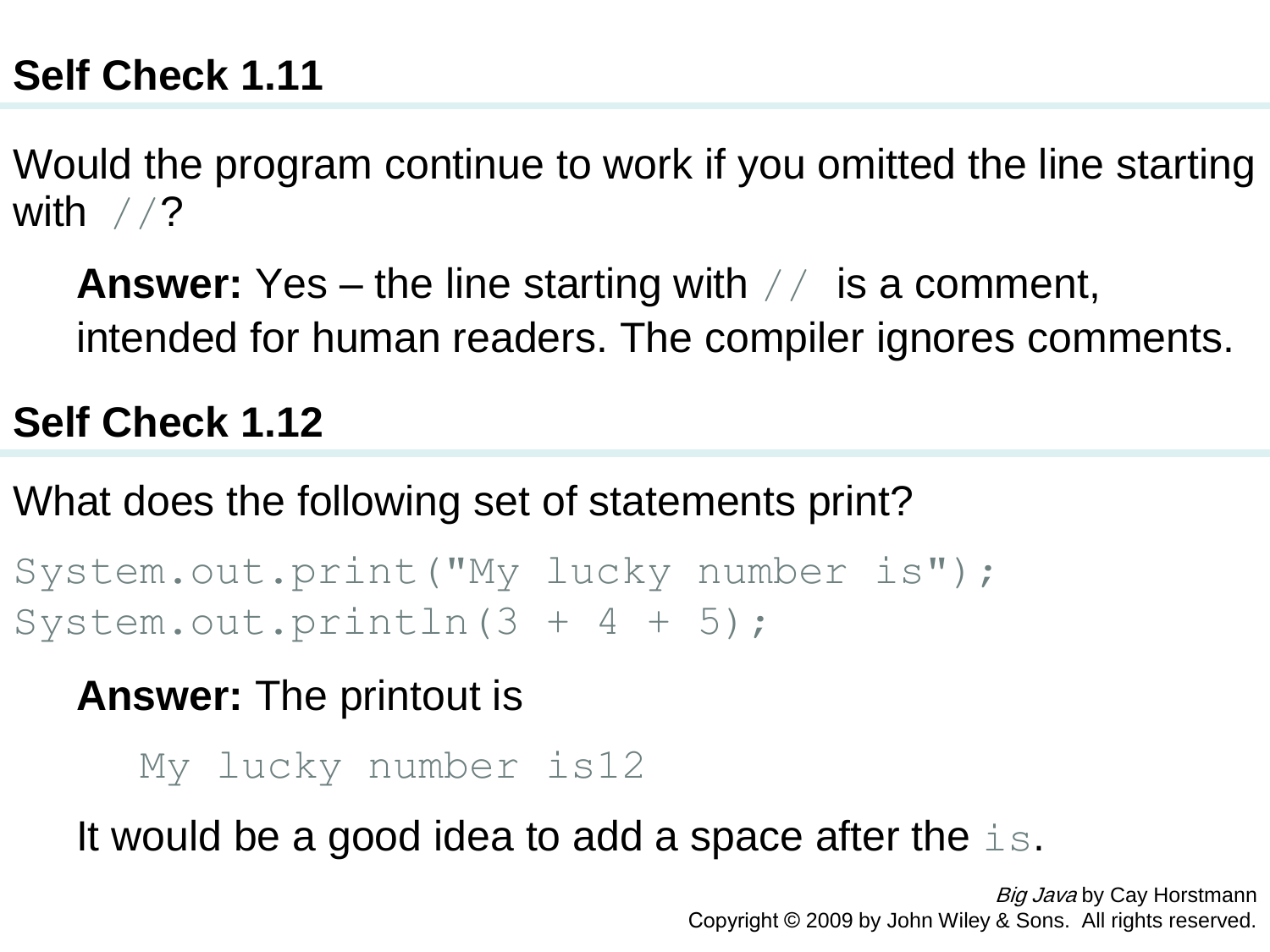## Self Check 1.11

Would the program continue to work if you omitted the line starting with `//`?

**Answer:** Yes – the line starting with `//` is a comment, intended for human readers. The compiler ignores comments.

## Self Check 1.12

What does the following set of statements print?

```
System.out.print("My lucky number is");
System.out.println(3 + 4 + 5);
```

**Answer:** The printout is

```
My lucky number is12
```

It would be a good idea to add a space after the `is`.

*Big Java* by Cay Horstmann
Copyright © 2009 by John Wiley & Sons. All rights reserved.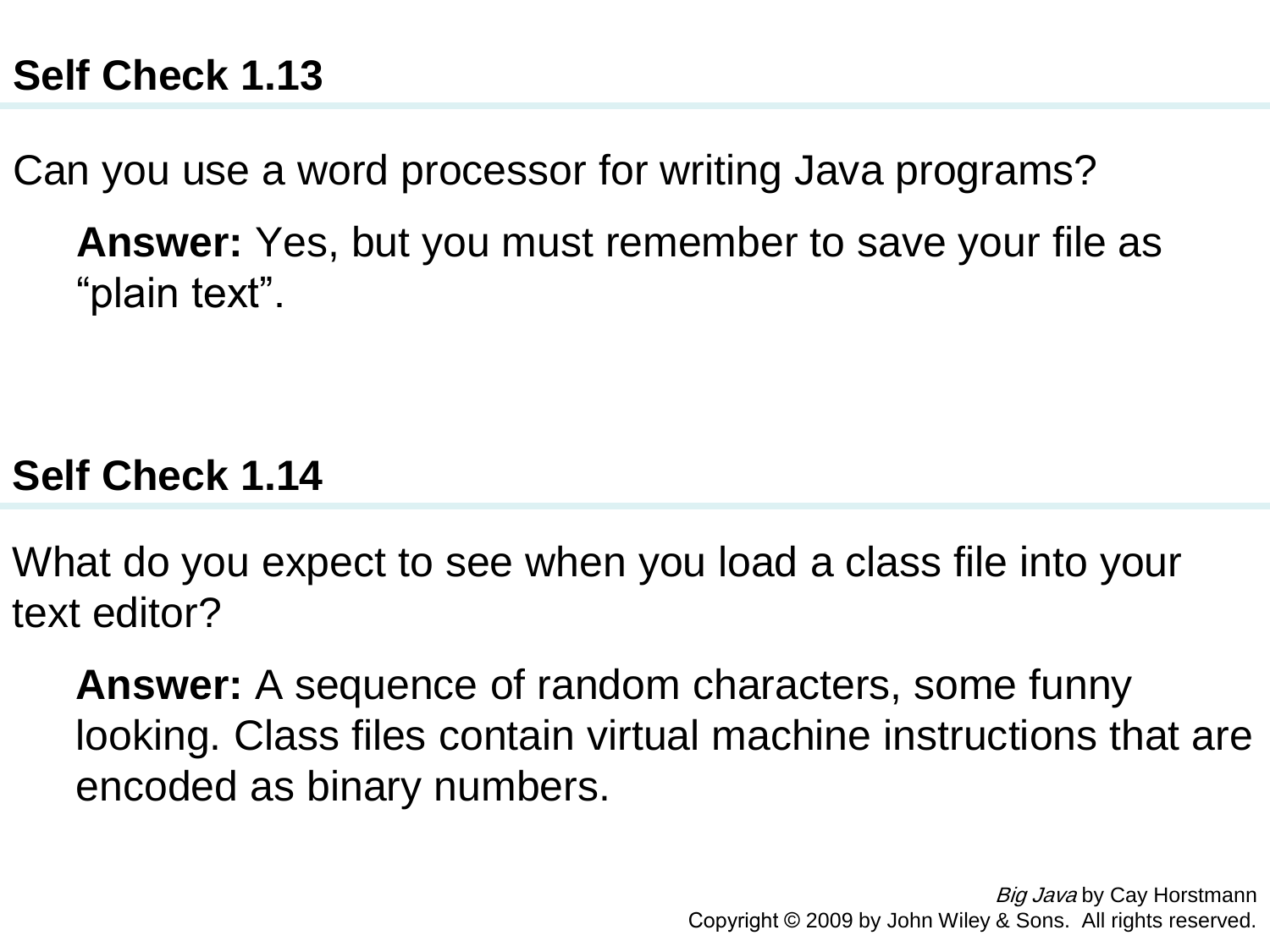## Self Check 1.13

Can you use a word processor for writing Java programs?

**Answer:** Yes, but you must remember to save your file as “plain text”.

## Self Check 1.14

What do you expect to see when you load a class file into your text editor?

**Answer:** A sequence of random characters, some funny looking. Class files contain virtual machine instructions that are encoded as binary numbers.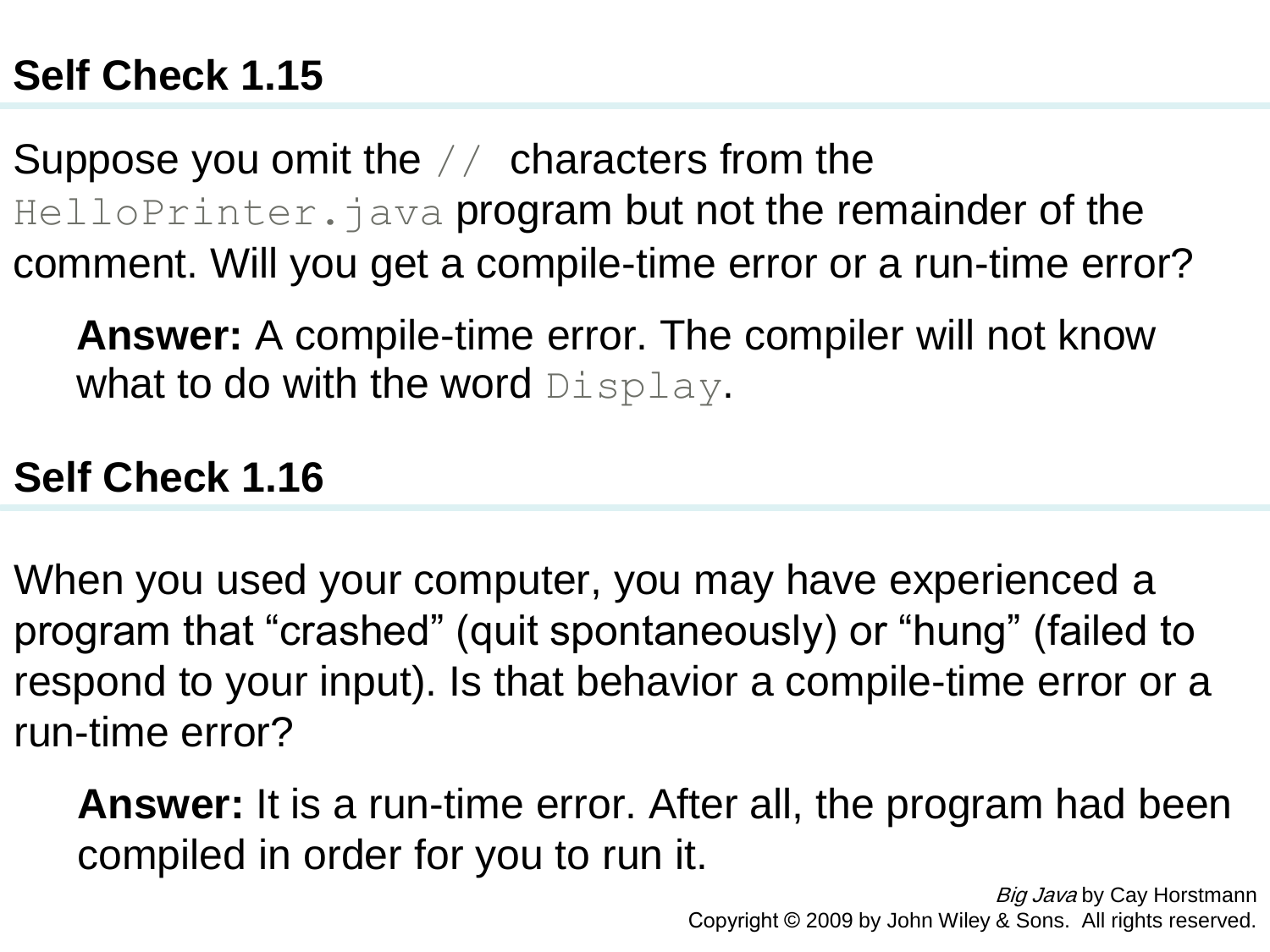## Self Check 1.15

Suppose you omit the `//` characters from the `HelloPrinter.java` program but not the remainder of the comment. Will you get a compile-time error or a run-time error?

> **Answer:** A compile-time error. The compiler will not know what to do with the word `Display`.

## Self Check 1.16

When you used your computer, you may have experienced a program that "crashed" (quit spontaneously) or "hung" (failed to respond to your input). Is that behavior a compile-time error or a run-time error?

> **Answer:** It is a run-time error. After all, the program had been compiled in order for you to run it.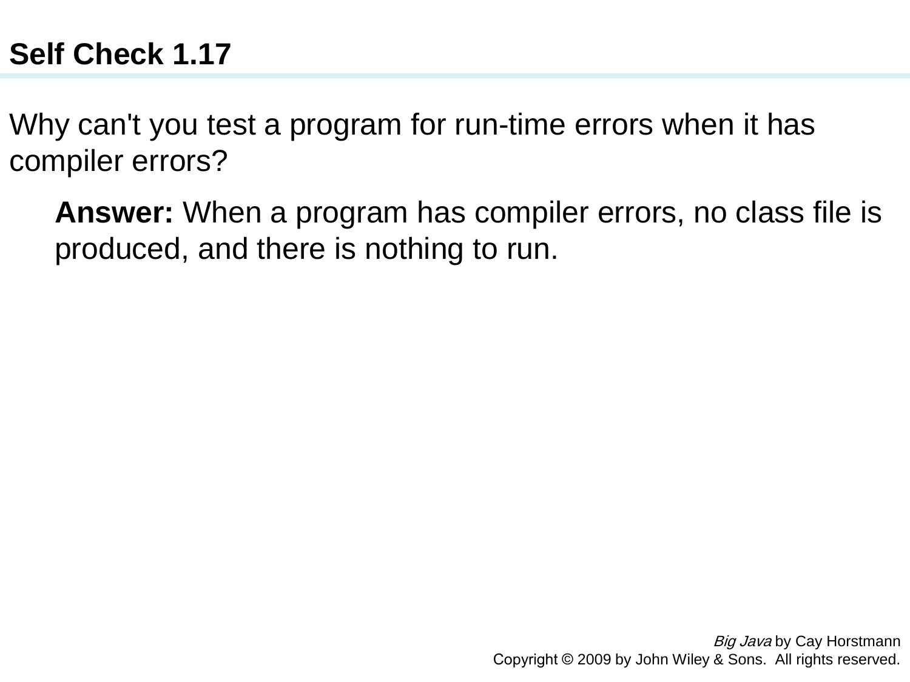## Self Check 1.17

Why can't you test a program for run-time errors when it has compiler errors?

**Answer:** When a program has compiler errors, no class file is produced, and there is nothing to run.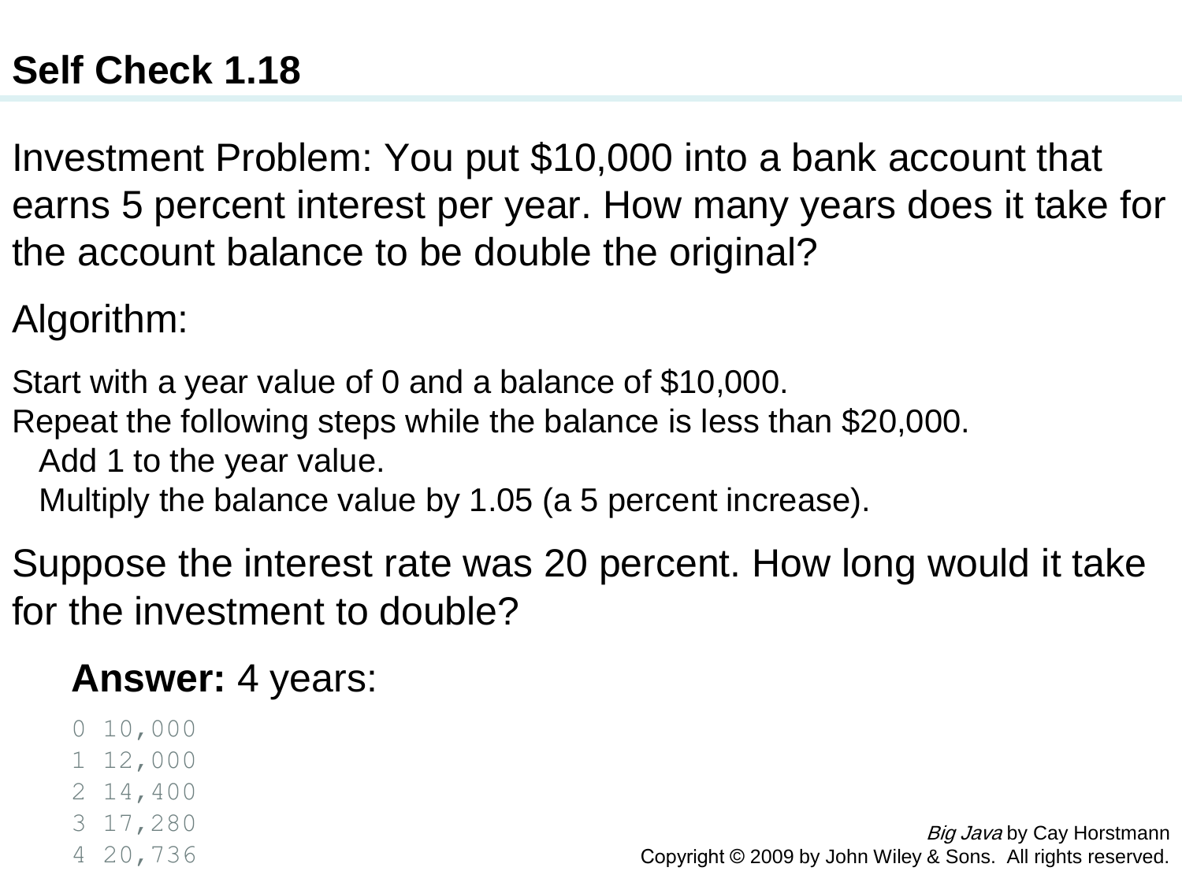## Self Check 1.18

Investment Problem: You put $10,000 into a bank account that earns 5 percent interest per year. How many years does it take for the account balance to be double the original?

Algorithm:

Start with a year value of 0 and a balance of $10,000.
Repeat the following steps while the balance is less than $20,000.
   Add 1 to the year value.
   Multiply the balance value by 1.05 (a 5 percent increase).

Suppose the interest rate was 20 percent. How long would it take for the investment to double?

**Answer:** 4 years:

```
0 10,000
1 12,000
2 14,400
3 17,280
4 20,736
```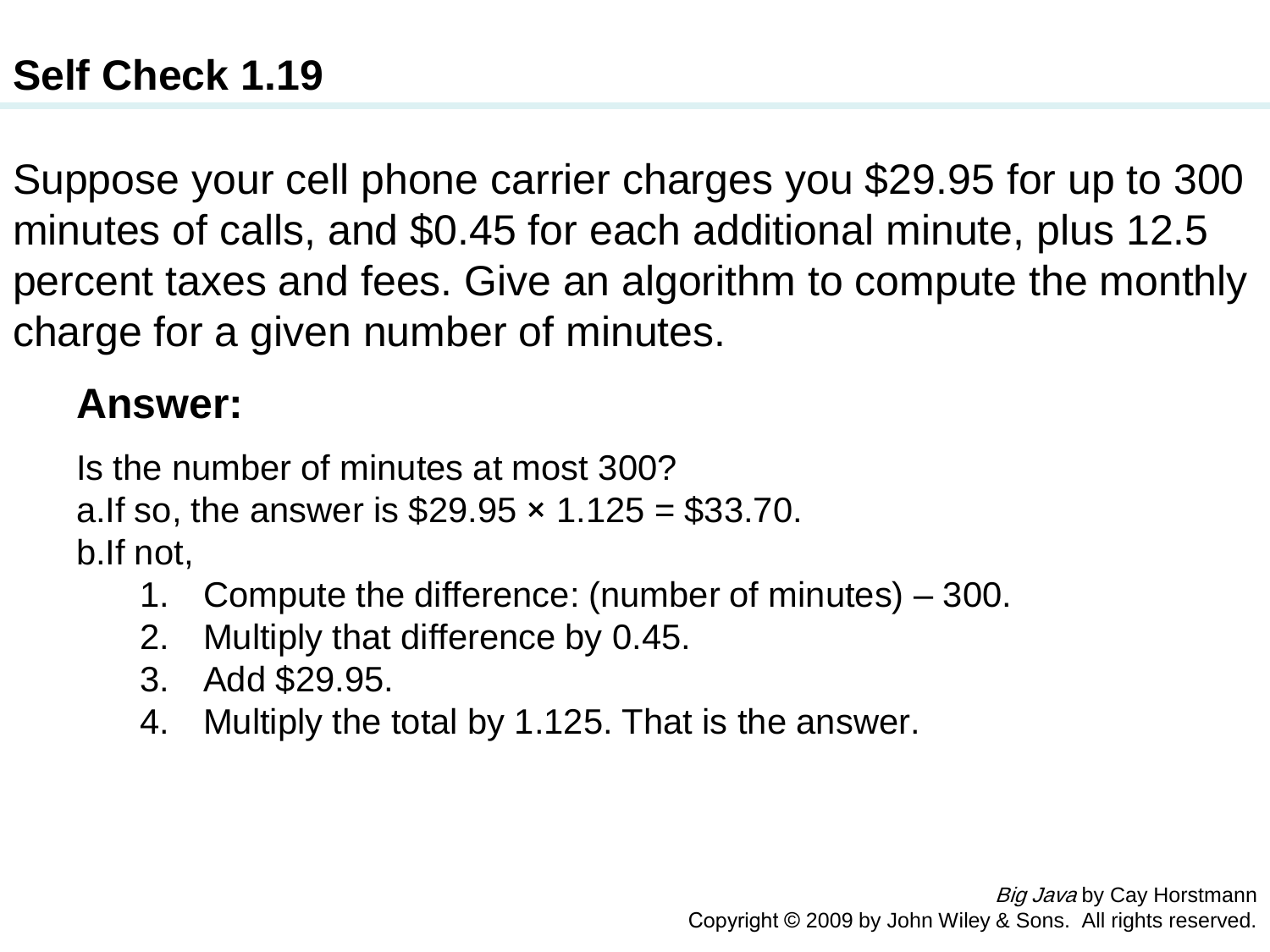## Self Check 1.19

Suppose your cell phone carrier charges you $29.95 for up to 300 minutes of calls, and $0.45 for each additional minute, plus 12.5 percent taxes and fees. Give an algorithm to compute the monthly charge for a given number of minutes.

**Answer:**

Is the number of minutes at most 300?

a. If so, the answer is $29.95 × 1.125 = $33.70.

b. If not,

1. Compute the difference: (number of minutes) – 300.
2. Multiply that difference by 0.45.
3. Add $29.95.
4. Multiply the total by 1.125. That is the answer.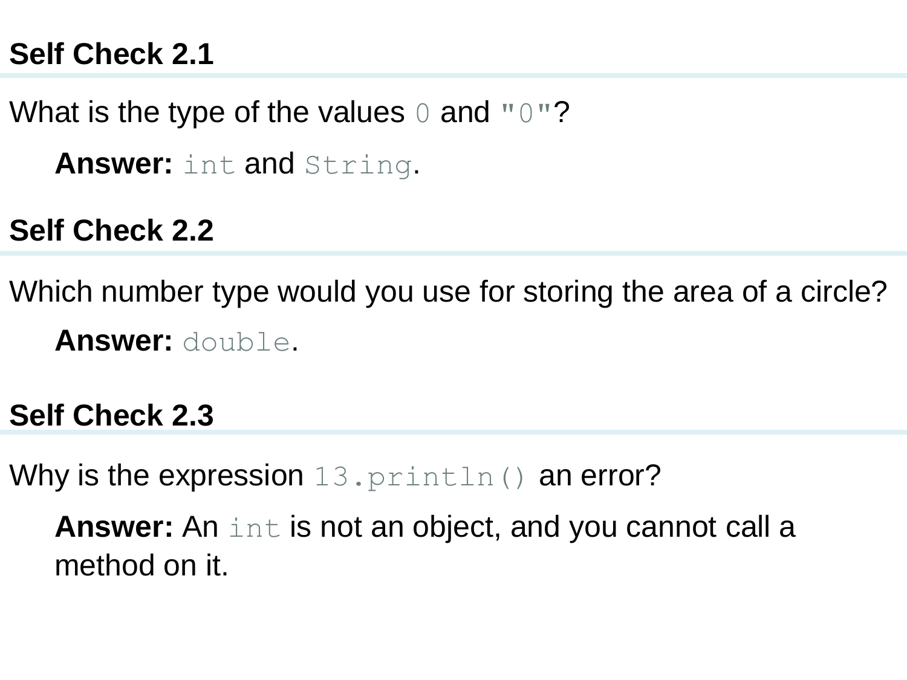### Self Check 2.1

What is the type of the values `0` and `"0"`?

> **Answer:** `int` and `String`.

### Self Check 2.2

Which number type would you use for storing the area of a circle?

> **Answer:** `double`.

### Self Check 2.3

Why is the expression `13.println()` an error?

> **Answer:** An `int` is not an object, and you cannot call a method on it.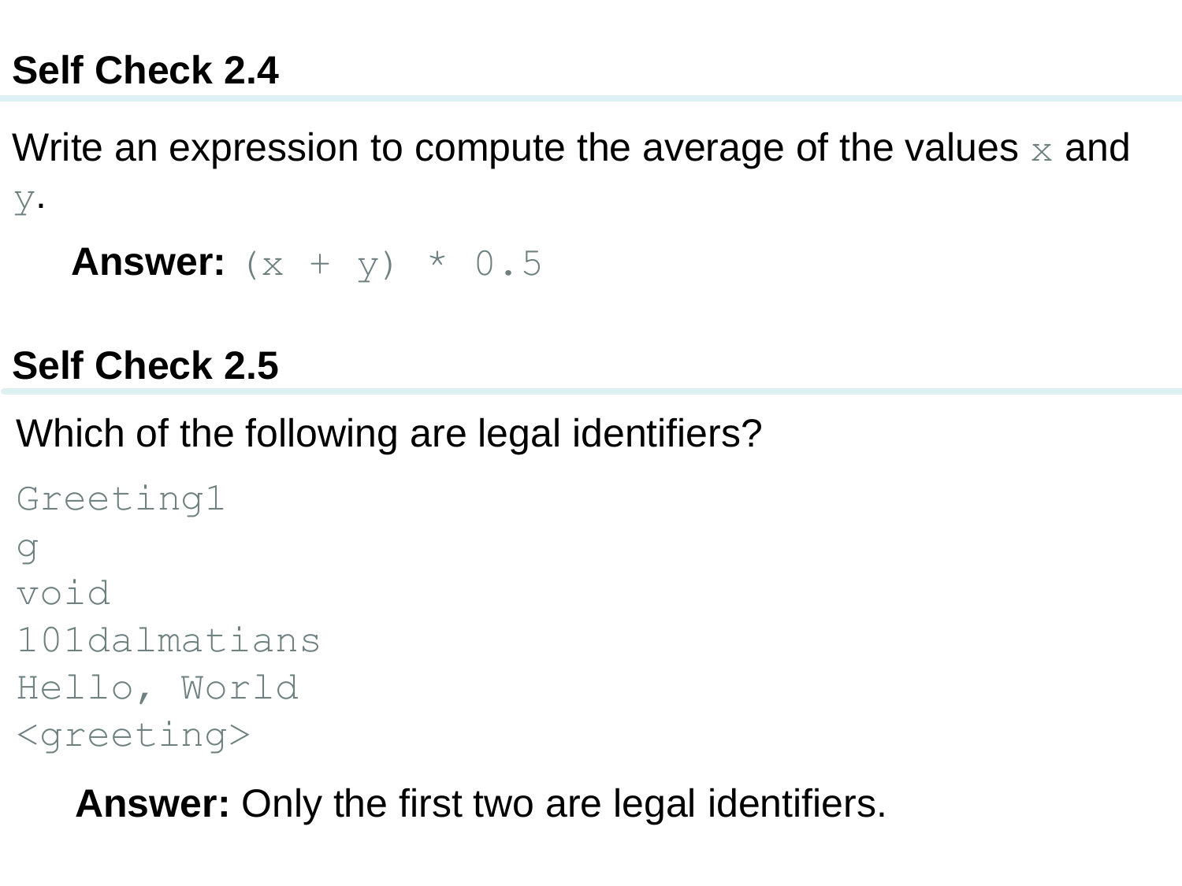## Self Check 2.4

Write an expression to compute the average of the values `x` and `y`.

**Answer:** `(x + y) * 0.5`

## Self Check 2.5

Which of the following are legal identifiers?

```
Greeting1
g
void
101dalmatians
Hello, World
<greeting>
```

**Answer:** Only the first two are legal identifiers.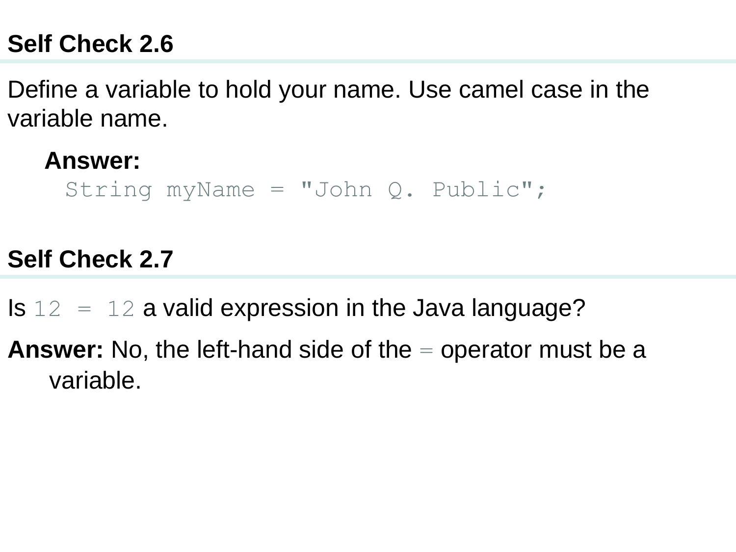## Self Check 2.6

Define a variable to hold your name. Use camel case in the variable name.

**Answer:**

```
String myName = "John Q. Public";
```

## Self Check 2.7

Is `12 = 12` a valid expression in the Java language?

**Answer:** No, the left-hand side of the `=` operator must be a variable.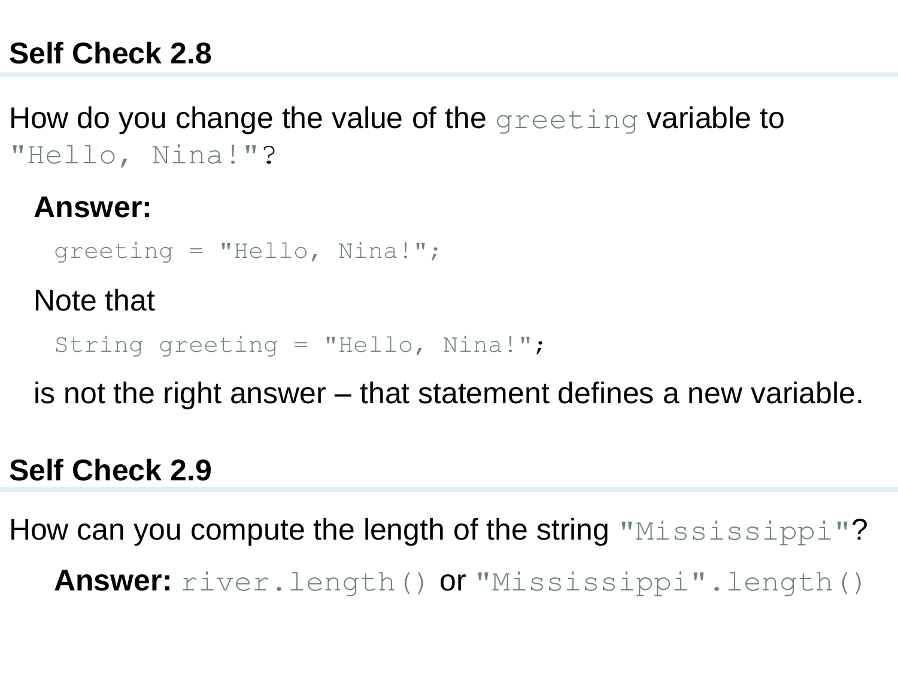## Self Check 2.8

How do you change the value of the `greeting` variable to `"Hello, Nina!"`?

**Answer:**

```
greeting = "Hello, Nina!";
```

Note that

```
String greeting = "Hello, Nina!";
```

is not the right answer – that statement defines a new variable.

## Self Check 2.9

How can you compute the length of the string `"Mississippi"`?

**Answer:** `river.length()` or `"Mississippi".length()`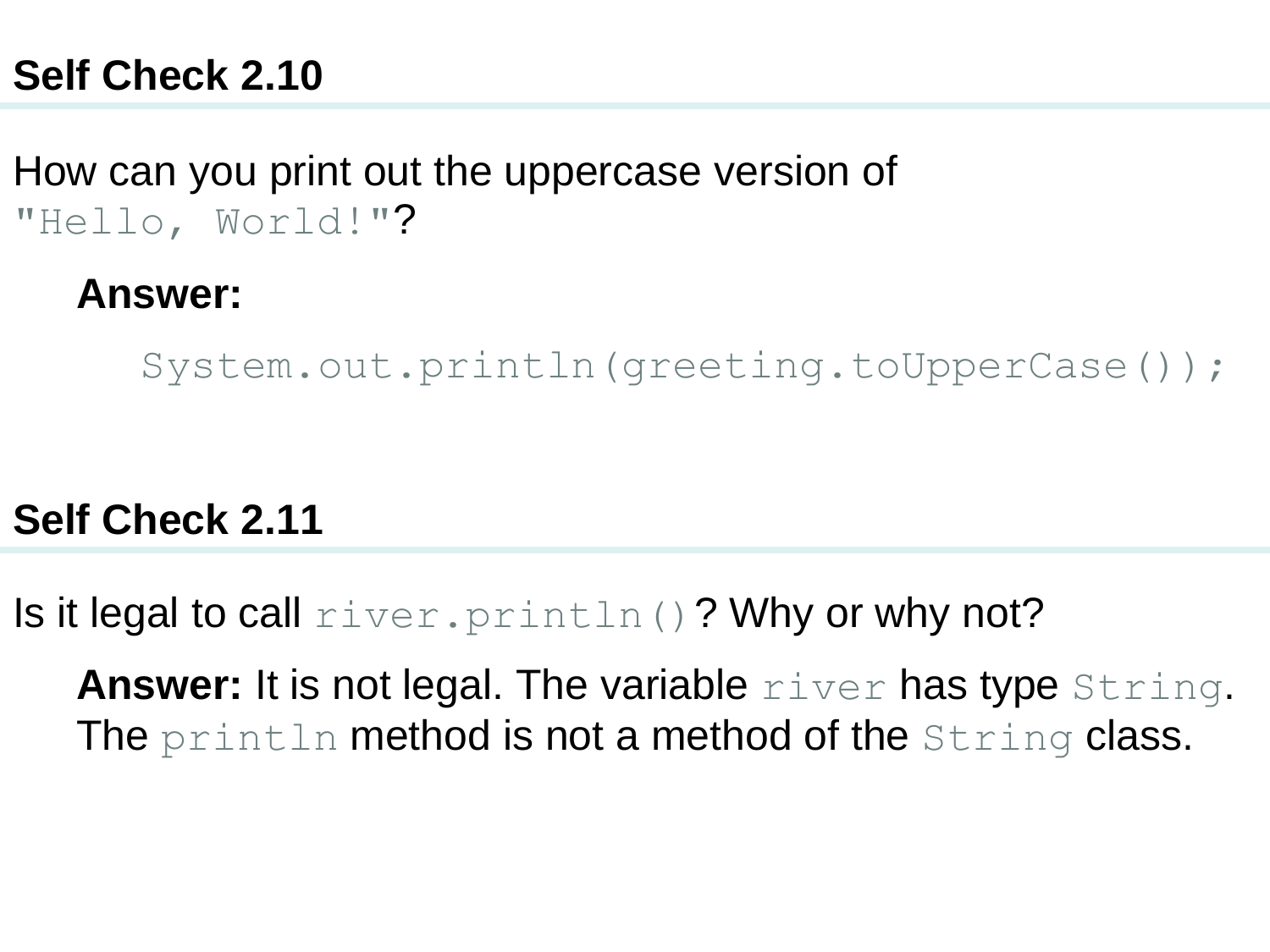## Self Check 2.10

How can you print out the uppercase version of `"Hello, World!"`?

**Answer:**

```
System.out.println(greeting.toUpperCase());
```

## Self Check 2.11

Is it legal to call `river.println()`? Why or why not?

**Answer:** It is not legal. The variable `river` has type `String`. The `println` method is not a method of the `String` class.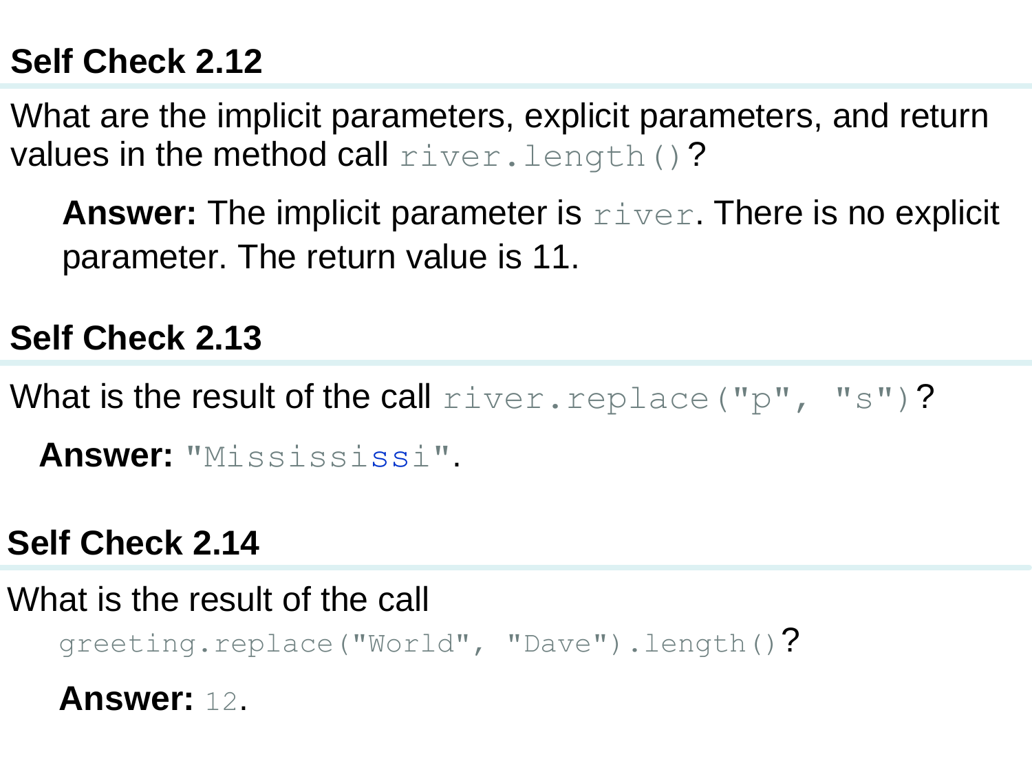### Self Check 2.12

What are the implicit parameters, explicit parameters, and return values in the method call `river.length()`?

> **Answer:** The implicit parameter is `river`. There is no explicit parameter. The return value is 11.

### Self Check 2.13

What is the result of the call `river.replace("p", "s")`?

> **Answer:** `"Missississi"`.

### Self Check 2.14

What is the result of the call

```
greeting.replace("World", "Dave").length()
```

?

> **Answer:** `12`.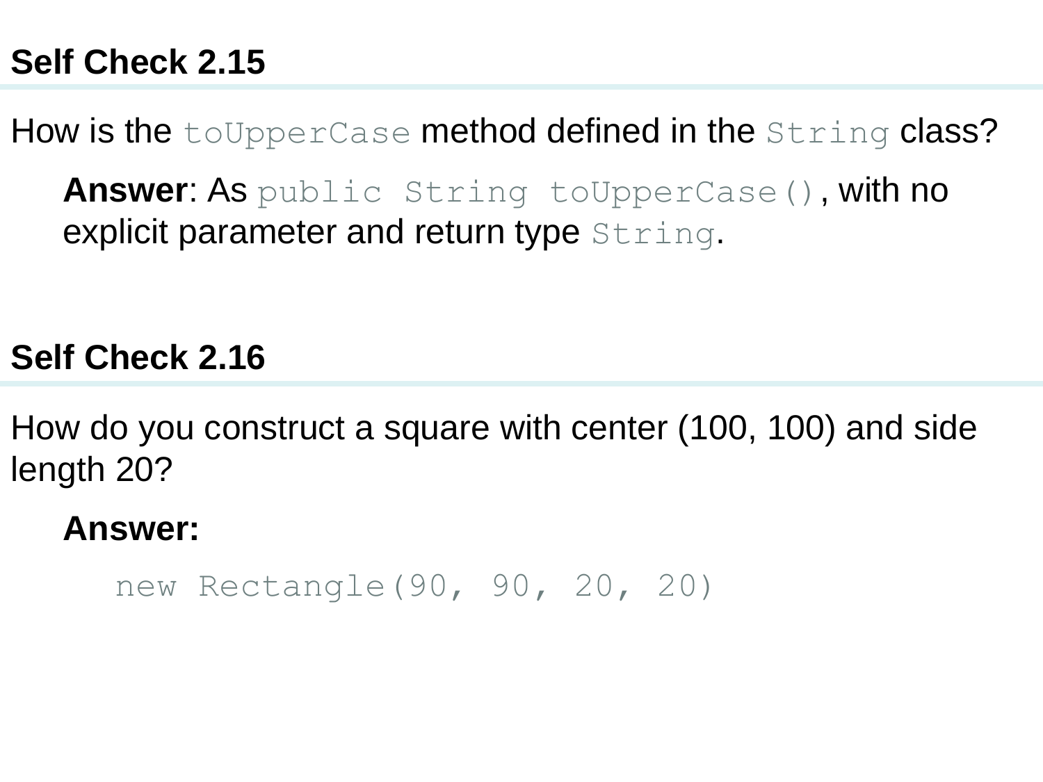## Self Check 2.15

How is the `toUpperCase` method defined in the `String` class?

**Answer**: As `public String toUpperCase()`, with no explicit parameter and return type `String`.

## Self Check 2.16

How do you construct a square with center (100, 100) and side length 20?

**Answer:**

```
new Rectangle(90, 90, 20, 20)
```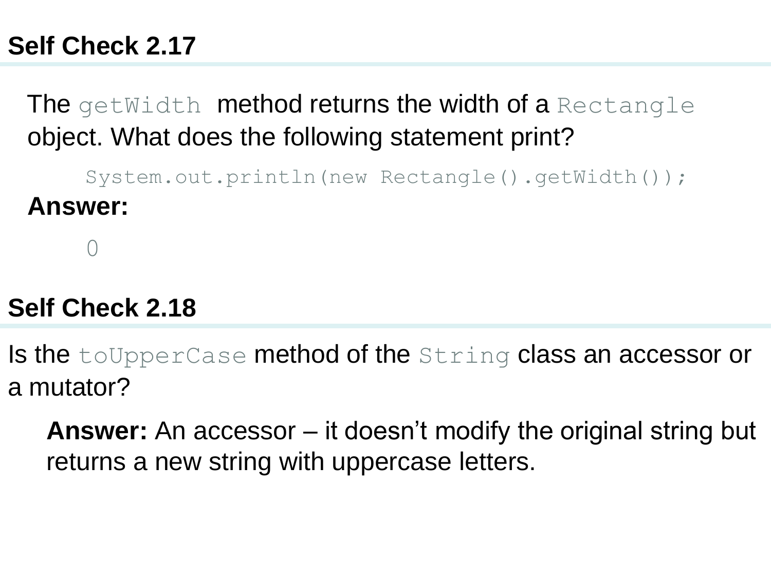## Self Check 2.17

The `getWidth` method returns the width of a `Rectangle` object. What does the following statement print?

```
System.out.println(new Rectangle().getWidth());
```

**Answer:**

```
0
```

## Self Check 2.18

Is the `toUpperCase` method of the `String` class an accessor or a mutator?

**Answer:** An accessor – it doesn't modify the original string but returns a new string with uppercase letters.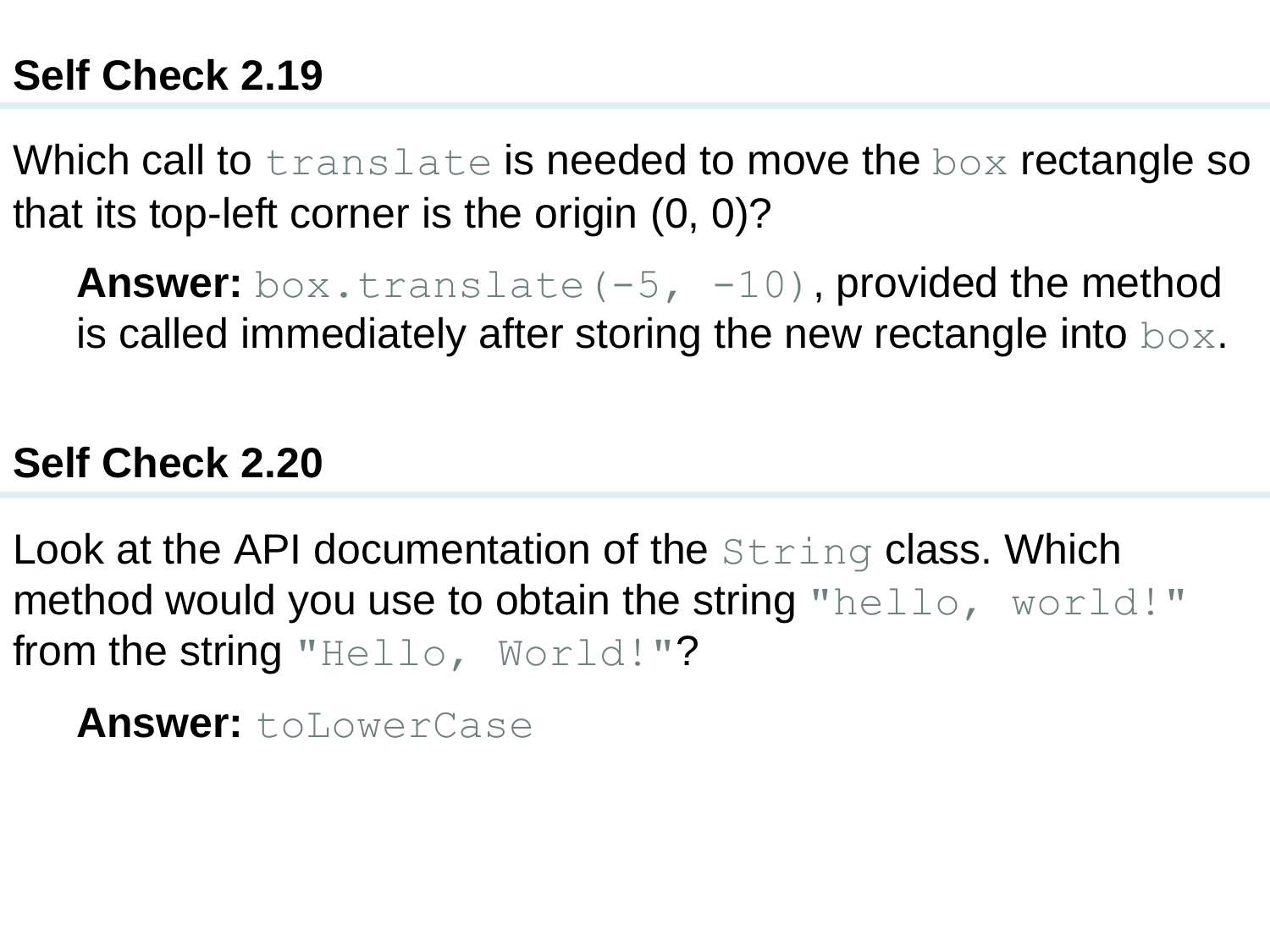## Self Check 2.19

Which call to `translate` is needed to move the `box` rectangle so that its top-left corner is the origin (0, 0)?

> **Answer:** `box.translate(-5, -10)`, provided the method is called immediately after storing the new rectangle into `box`.

## Self Check 2.20

Look at the API documentation of the `String` class. Which method would you use to obtain the string `"hello, world!"` from the string `"Hello, World!"`?

> **Answer:** `toLowerCase`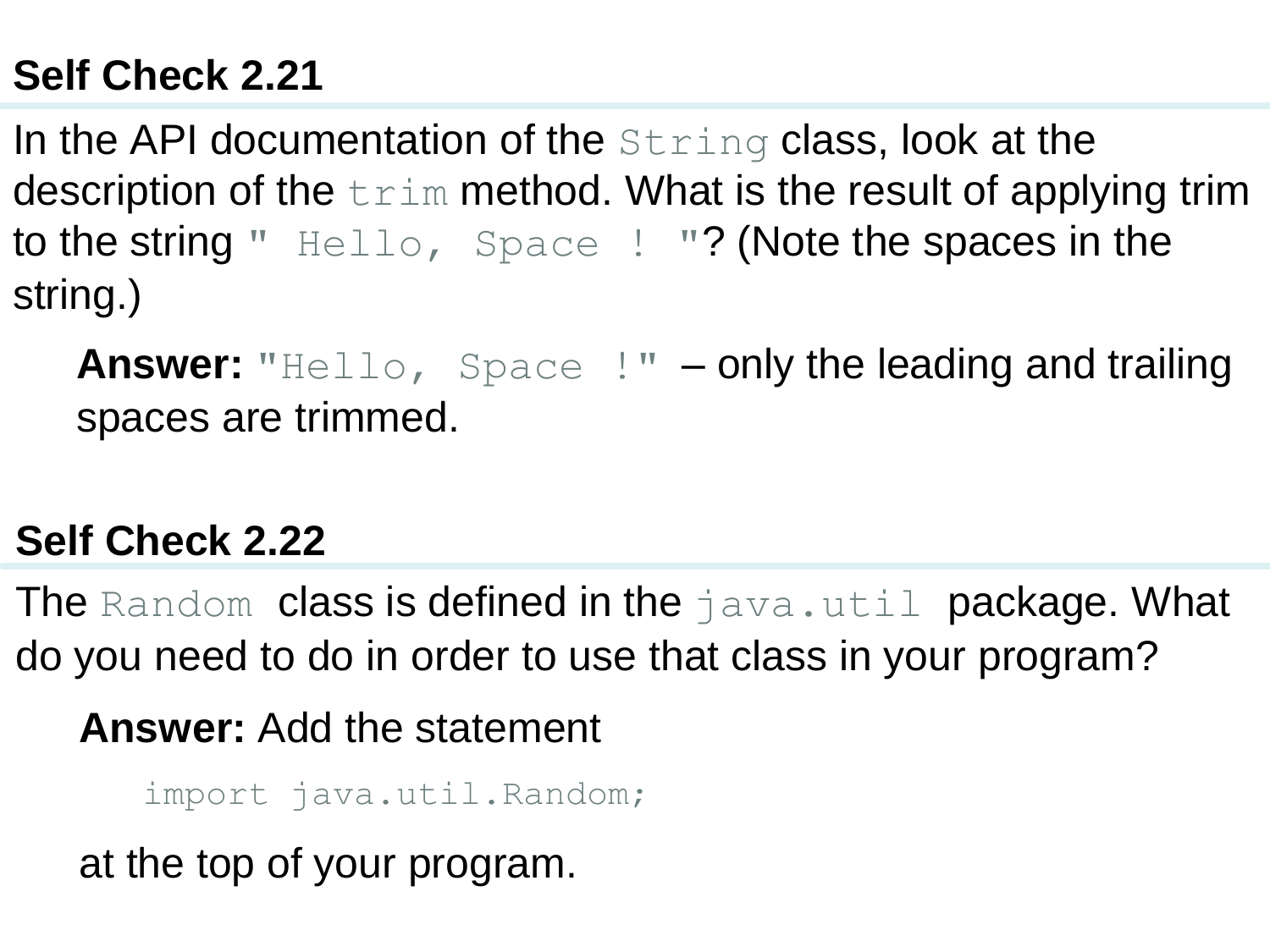## Self Check 2.21

In the API documentation of the `String` class, look at the description of the `trim` method. What is the result of applying trim to the string `"  Hello,  Space !  "`? (Note the spaces in the string.)

**Answer:** `"Hello,  Space !"` – only the leading and trailing spaces are trimmed.

## Self Check 2.22

The `Random` class is defined in the `java.util` package. What do you need to do in order to use that class in your program?

**Answer:** Add the statement

```
import java.util.Random;
```

at the top of your program.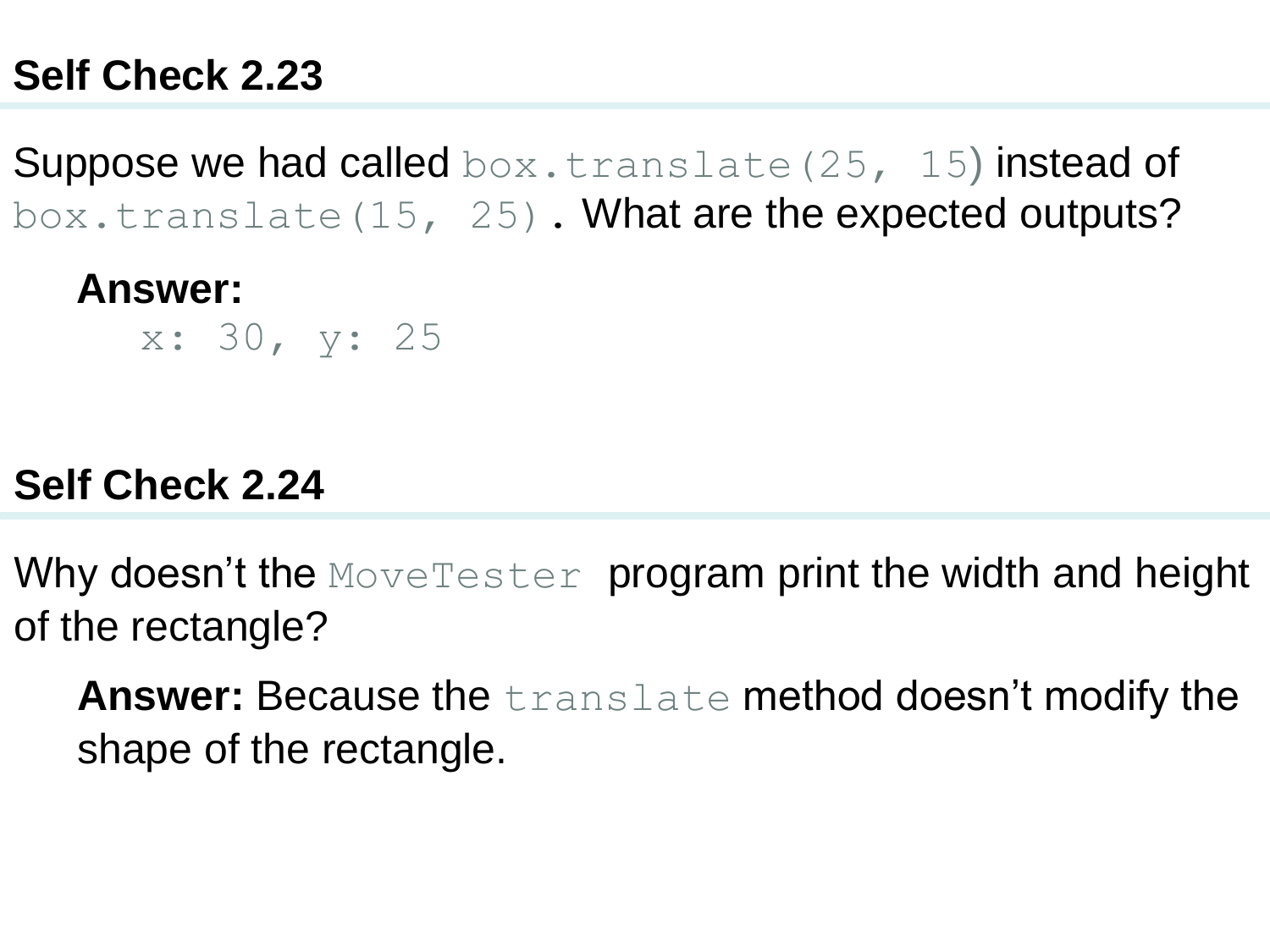## Self Check 2.23

Suppose we had called `box.translate(25, 15)` instead of `box.translate(15, 25)`. What are the expected outputs?

**Answer:**

```
x: 30, y: 25
```

## Self Check 2.24

Why doesn't the `MoveTester` program print the width and height of the rectangle?

**Answer:** Because the `translate` method doesn't modify the shape of the rectangle.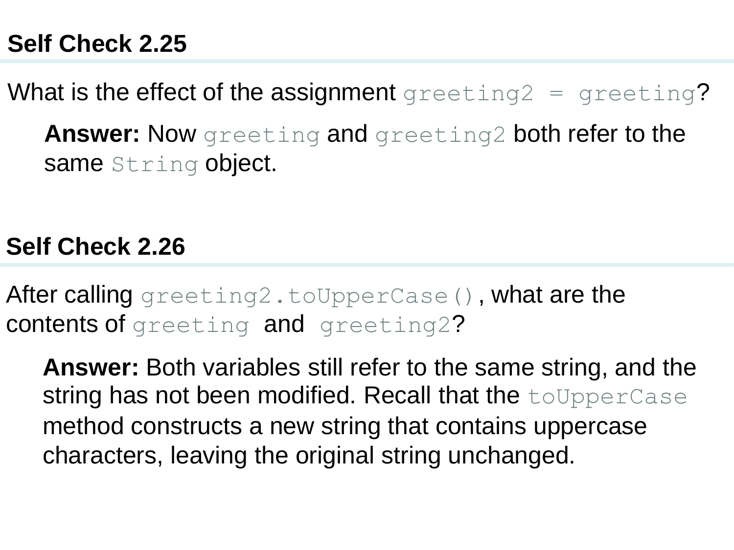## Self Check 2.25

What is the effect of the assignment `greeting2 = greeting`?

> **Answer:** Now `greeting` and `greeting2` both refer to the same `String` object.

## Self Check 2.26

After calling `greeting2.toUpperCase()`, what are the contents of `greeting` and `greeting2`?

> **Answer:** Both variables still refer to the same string, and the string has not been modified. Recall that the `toUpperCase` method constructs a new string that contains uppercase characters, leaving the original string unchanged.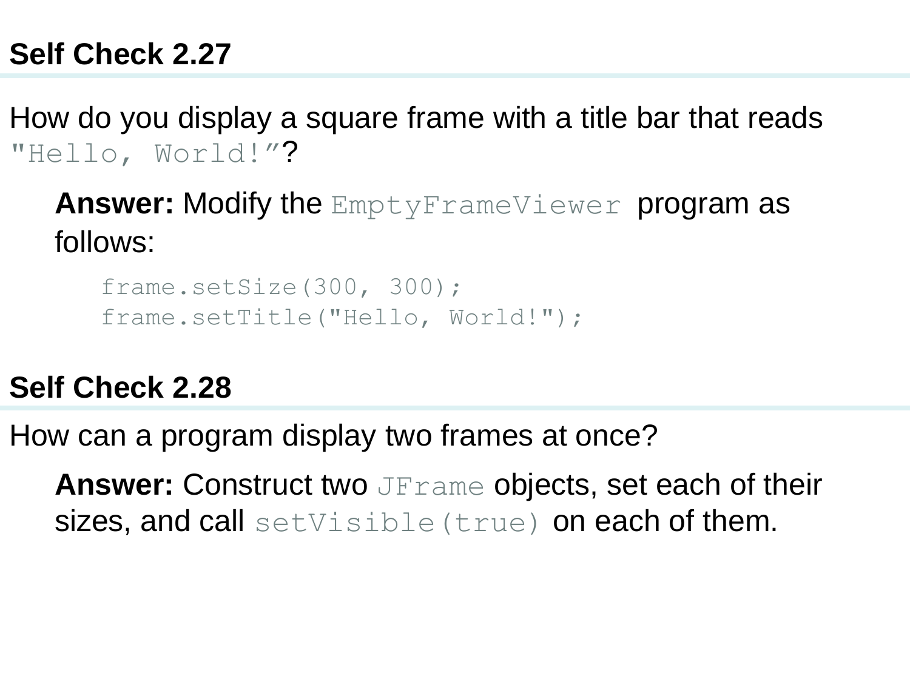## Self Check 2.27

How do you display a square frame with a title bar that reads `"Hello, World!"`?

**Answer:** Modify the `EmptyFrameViewer` program as follows:

```
frame.setSize(300, 300);
frame.setTitle("Hello, World!");
```

## Self Check 2.28

How can a program display two frames at once?

**Answer:** Construct two `JFrame` objects, set each of their sizes, and call `setVisible(true)` on each of them.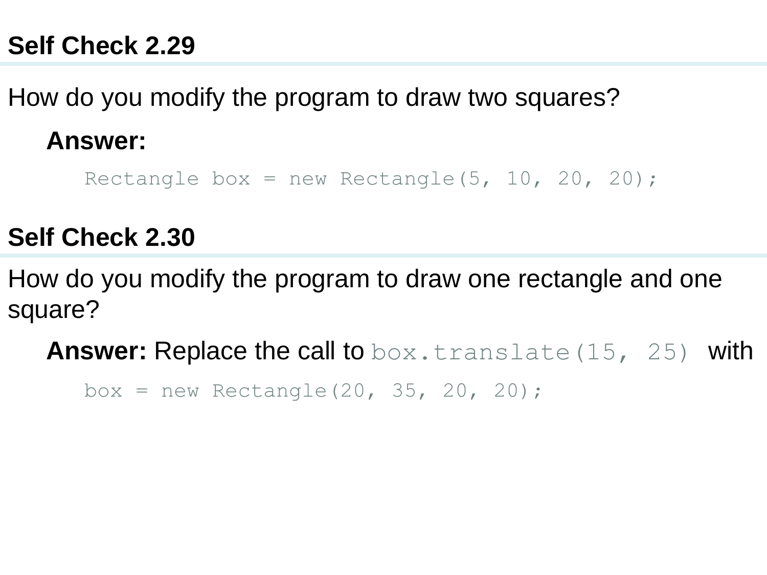## Self Check 2.29

How do you modify the program to draw two squares?

**Answer:**

```
Rectangle box = new Rectangle(5, 10, 20, 20);
```

## Self Check 2.30

How do you modify the program to draw one rectangle and one square?

**Answer:** Replace the call to `box.translate(15, 25)` with

```
box = new Rectangle(20, 35, 20, 20);
```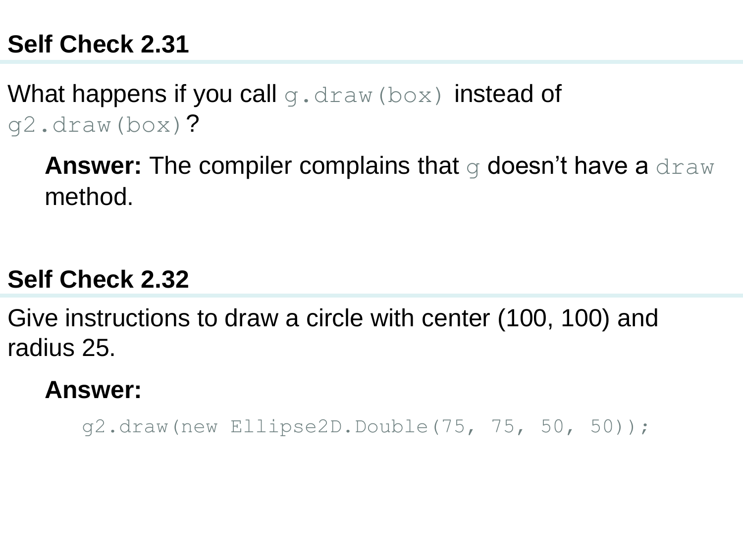## Self Check 2.31

What happens if you call `g.draw(box)` instead of `g2.draw(box)`?

**Answer:** The compiler complains that `g` doesn't have a `draw` method.

## Self Check 2.32

Give instructions to draw a circle with center (100, 100) and radius 25.

**Answer:**

```
g2.draw(new Ellipse2D.Double(75, 75, 50, 50));
```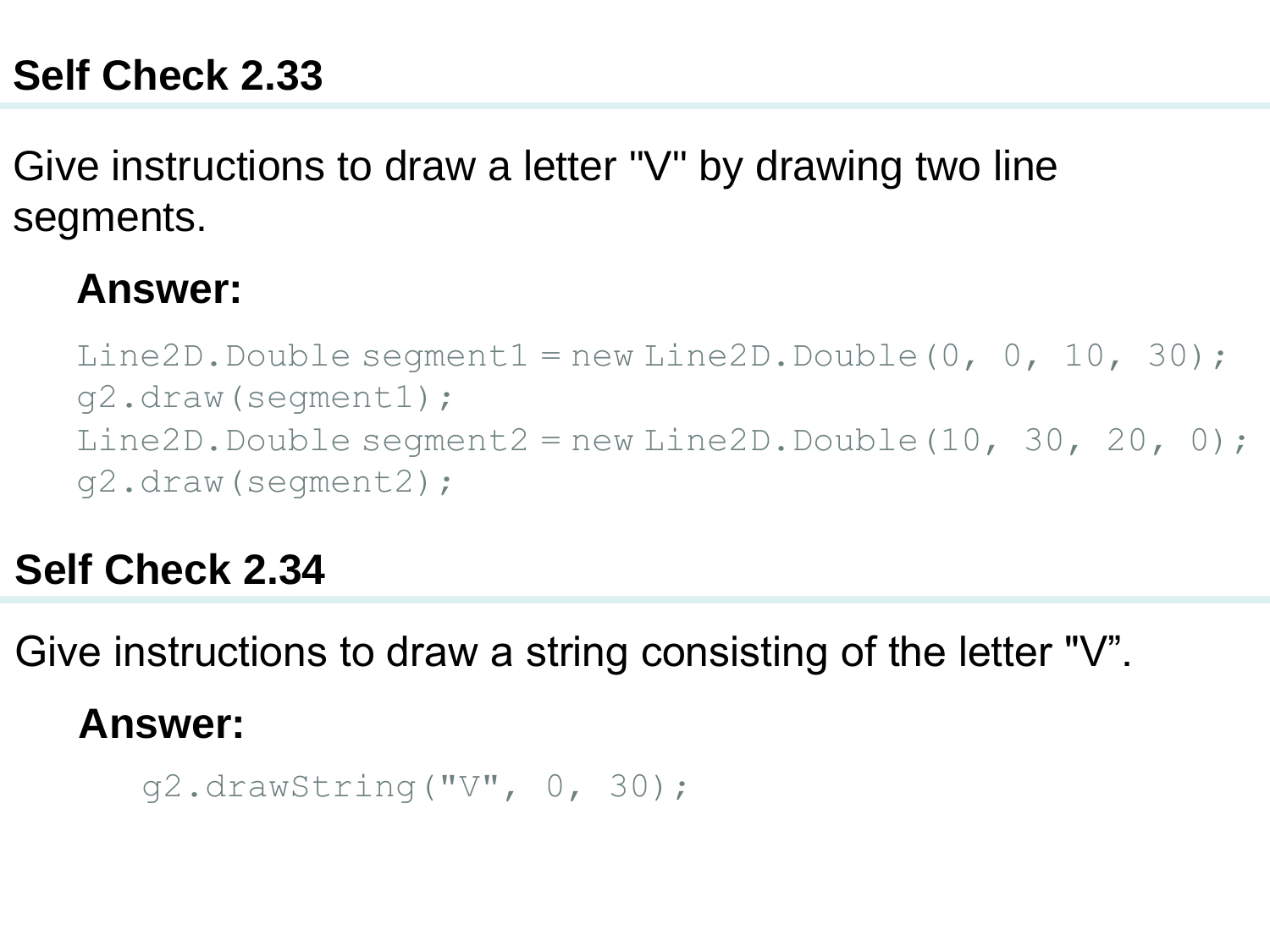## Self Check 2.33

Give instructions to draw a letter "V" by drawing two line segments.

**Answer:**

```
Line2D.Double segment1 = new Line2D.Double(0, 0, 10, 30);
g2.draw(segment1);
Line2D.Double segment2 = new Line2D.Double(10, 30, 20, 0);
g2.draw(segment2);
```

## Self Check 2.34

Give instructions to draw a string consisting of the letter "V”.

**Answer:**

```
g2.drawString("V", 0, 30);
```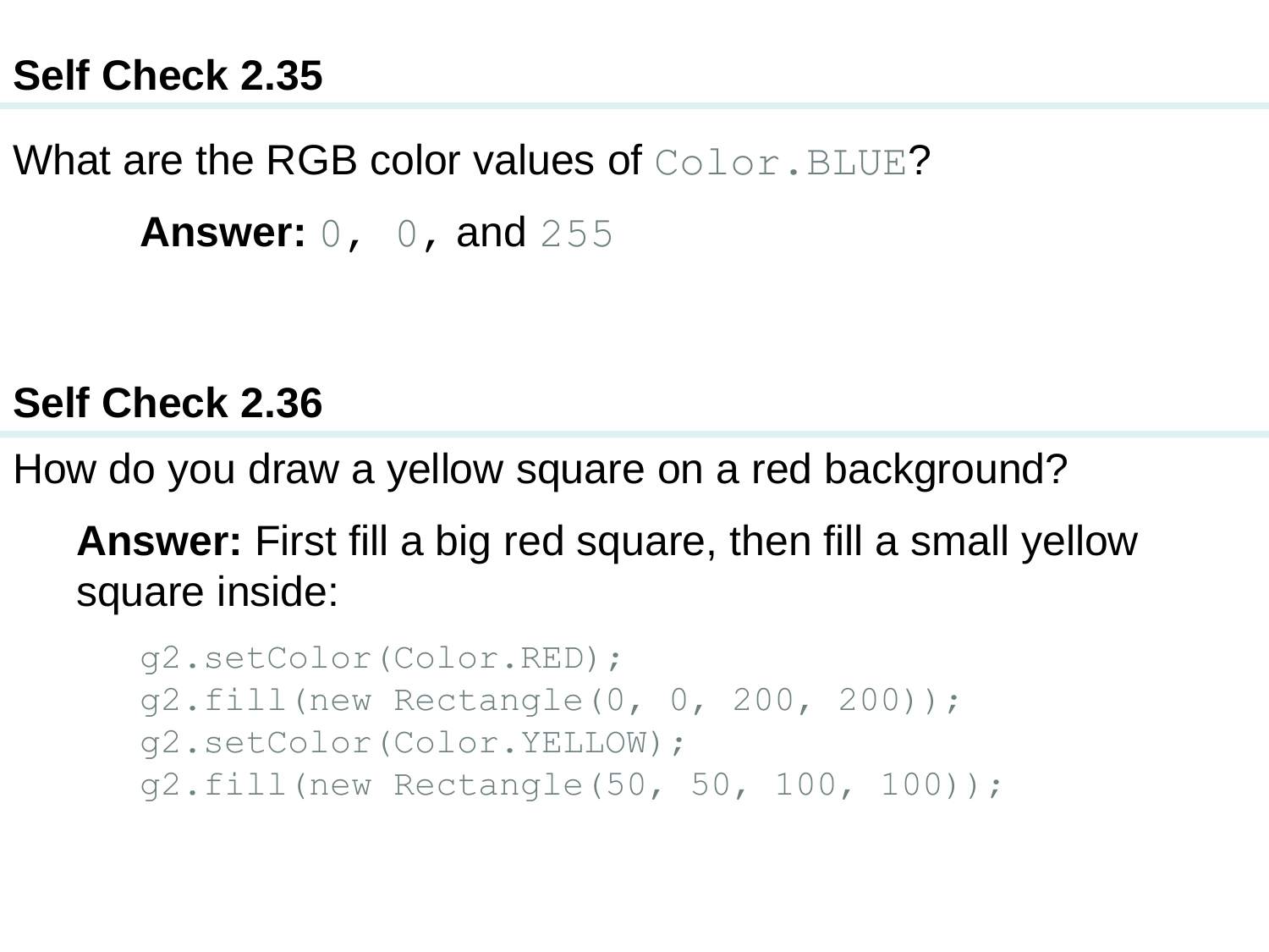## Self Check 2.35

What are the RGB color values of `Color.BLUE`?

**Answer:** `0`, `0`, and `255`

## Self Check 2.36

How do you draw a yellow square on a red background?

**Answer:** First fill a big red square, then fill a small yellow square inside:

```
g2.setColor(Color.RED);
g2.fill(new Rectangle(0, 0, 200, 200));
g2.setColor(Color.YELLOW);
g2.fill(new Rectangle(50, 50, 100, 100));
```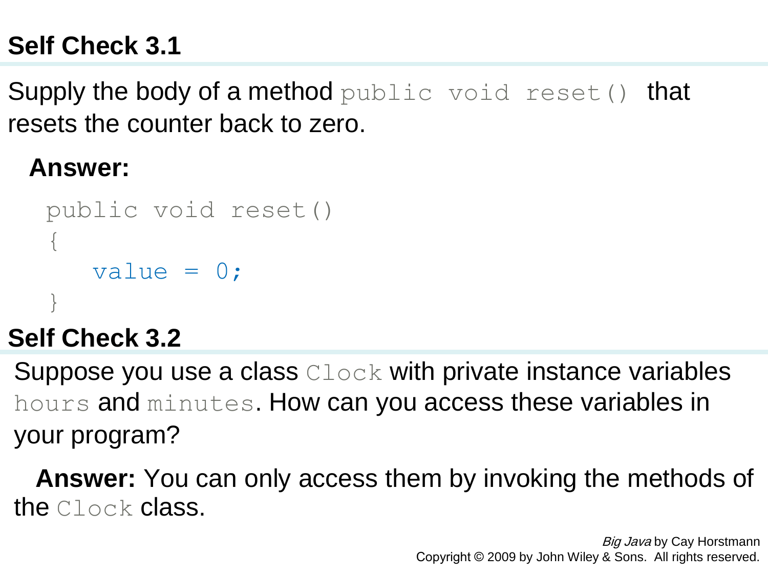## Self Check 3.1

Supply the body of a method `public void reset()` that resets the counter back to zero.

**Answer:**

```
public void reset()
{
    value = 0;
}
```

## Self Check 3.2

Suppose you use a class `Clock` with private instance variables `hours` and `minutes`. How can you access these variables in your program?

**Answer:** You can only access them by invoking the methods of the `Clock` class.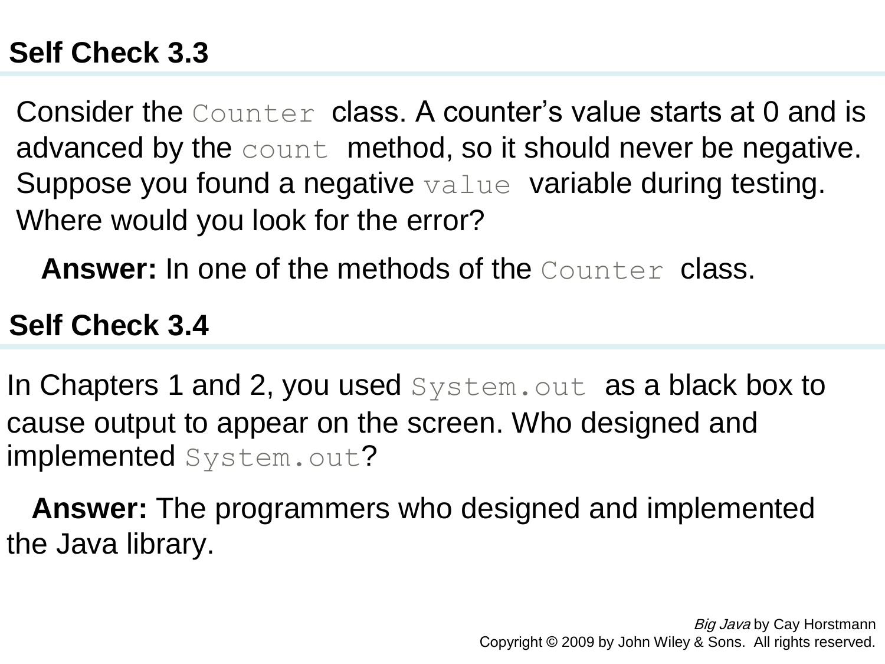## Self Check 3.3

Consider the `Counter` class. A counter's value starts at 0 and is advanced by the `count` method, so it should never be negative. Suppose you found a negative `value` variable during testing. Where would you look for the error?

**Answer:** In one of the methods of the `Counter` class.

## Self Check 3.4

In Chapters 1 and 2, you used `System.out` as a black box to cause output to appear on the screen. Who designed and implemented `System.out`?

**Answer:** The programmers who designed and implemented the Java library.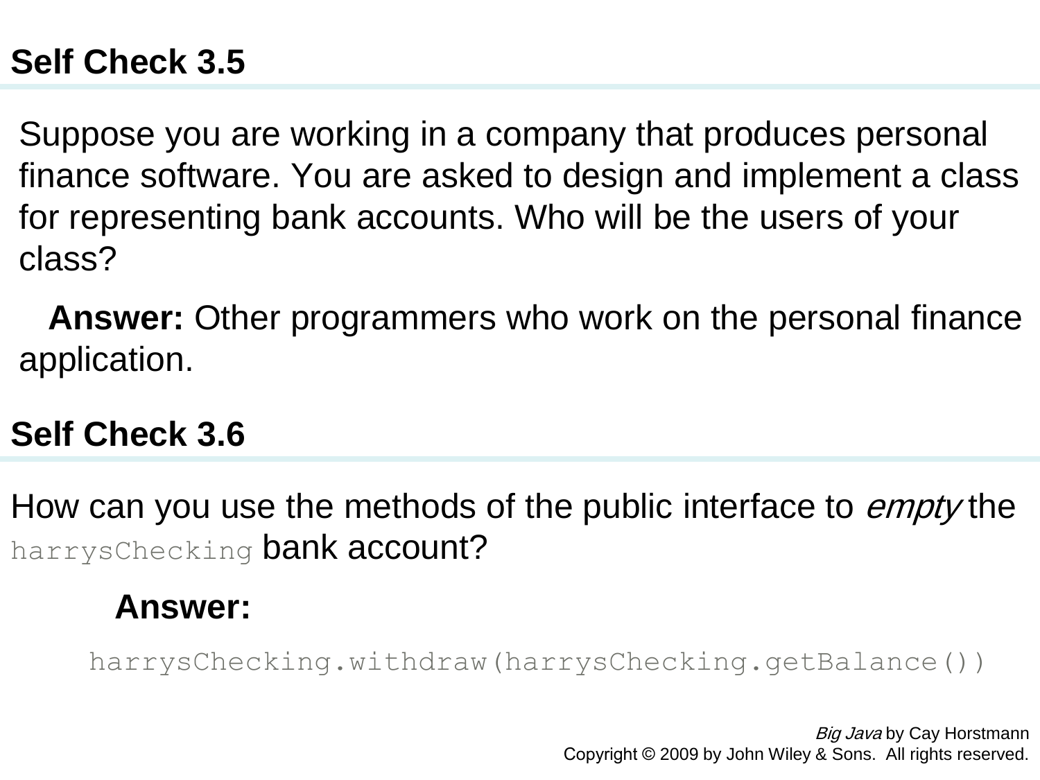## Self Check 3.5

Suppose you are working in a company that produces personal finance software. You are asked to design and implement a class for representing bank accounts. Who will be the users of your class?

**Answer:** Other programmers who work on the personal finance application.

## Self Check 3.6

How can you use the methods of the public interface to *empty* the `harrysChecking` bank account?

**Answer:**

```
harrysChecking.withdraw(harrysChecking.getBalance())
```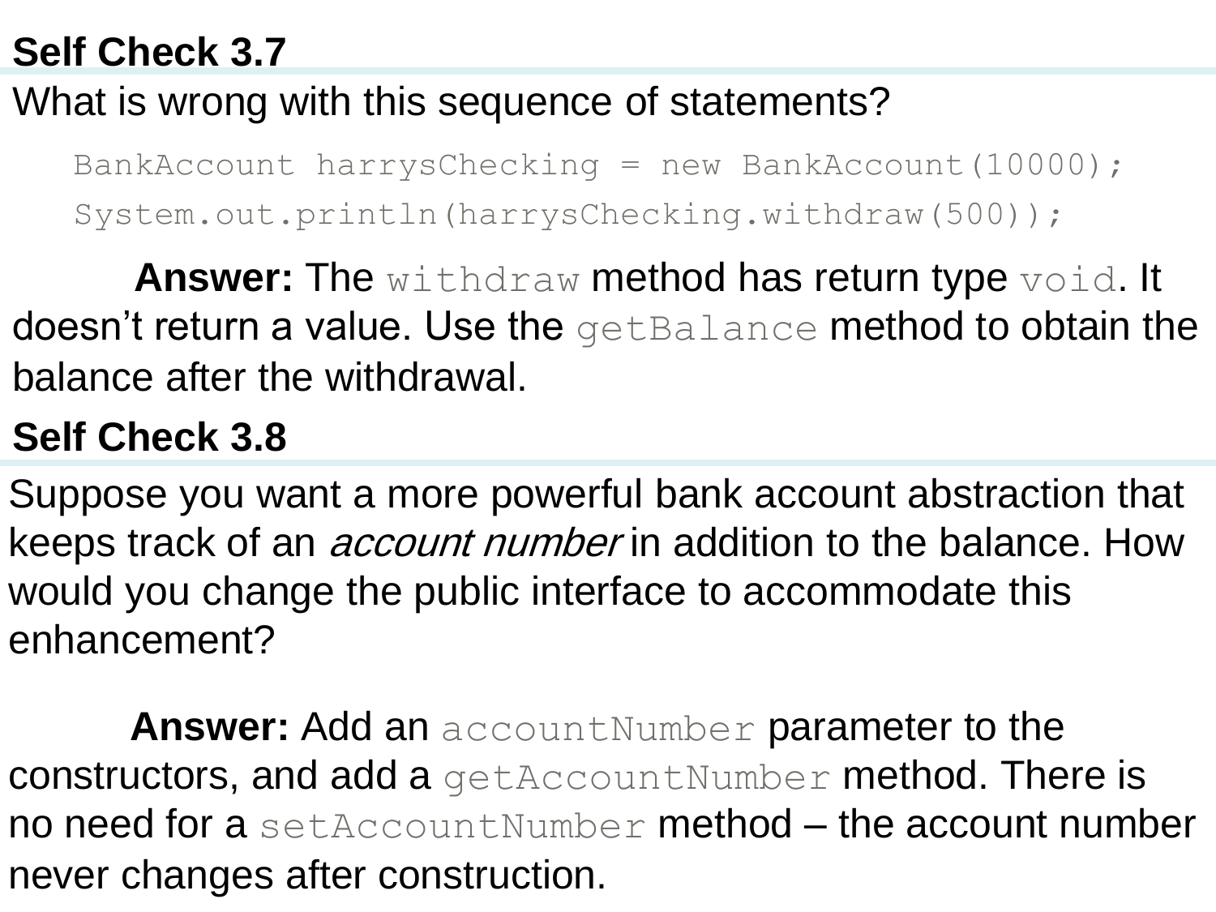## Self Check 3.7

What is wrong with this sequence of statements?

```
BankAccount harrysChecking = new BankAccount(10000);
System.out.println(harrysChecking.withdraw(500));
```

**Answer:** The `withdraw` method has return type `void`. It doesn't return a value. Use the `getBalance` method to obtain the balance after the withdrawal.

## Self Check 3.8

Suppose you want a more powerful bank account abstraction that keeps track of an *account number* in addition to the balance. How would you change the public interface to accommodate this enhancement?

**Answer:** Add an `accountNumber` parameter to the constructors, and add a `getAccountNumber` method. There is no need for a `setAccountNumber` method – the account number never changes after construction.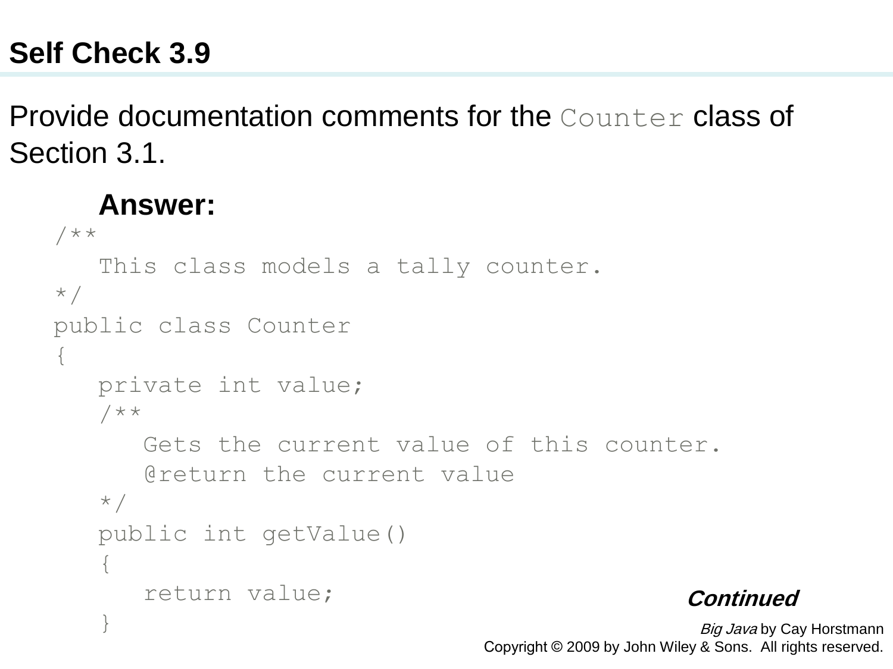# Self Check 3.9

Provide documentation comments for the `Counter` class of Section 3.1.

**Answer:**

```
/**
   This class models a tally counter.
*/
public class Counter
{
   private int value;
   /**
      Gets the current value of this counter.
      @return the current value
   */
   public int getValue()
   {
      return value;
   }
```

***Continued***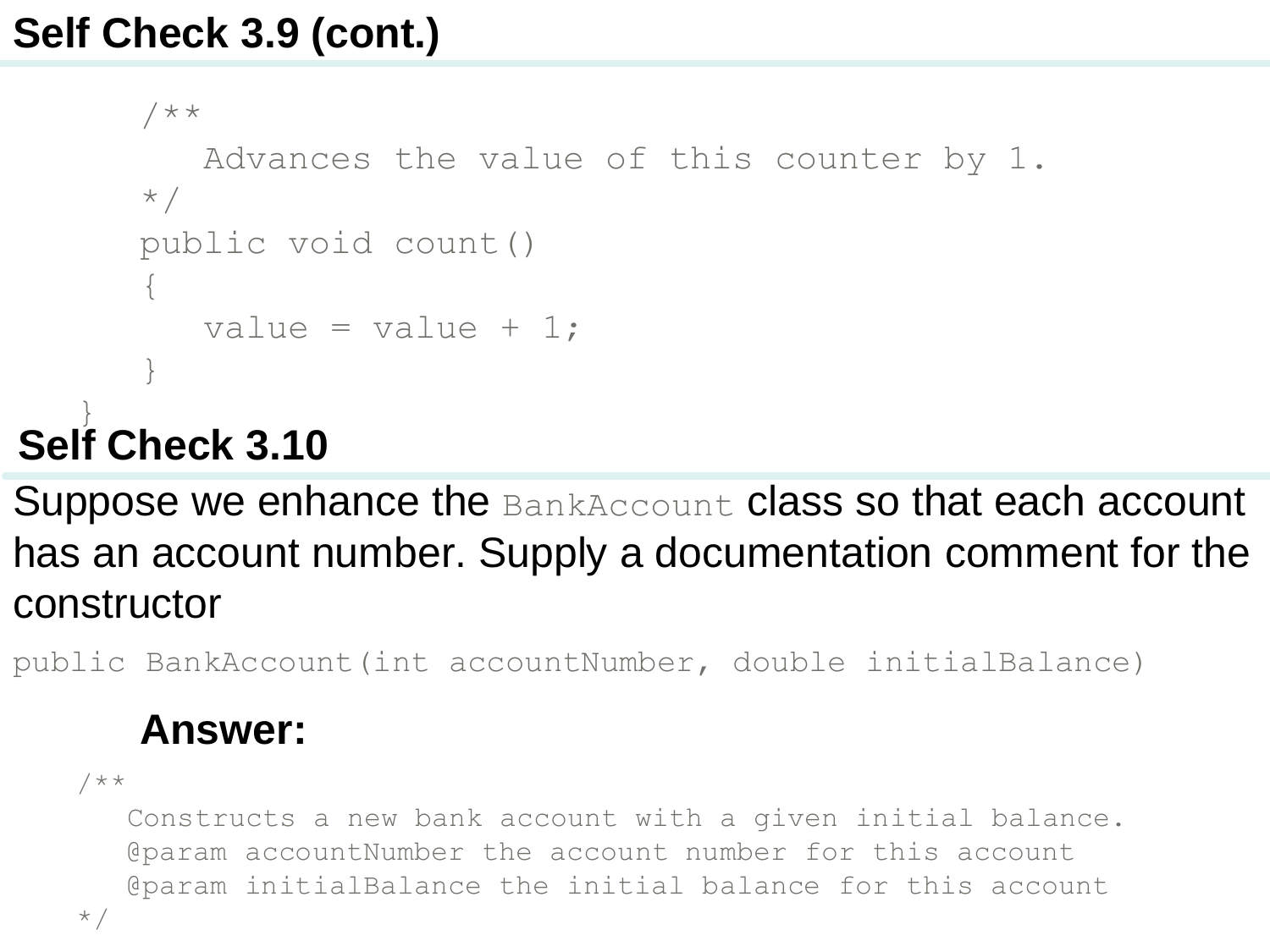## Self Check 3.9 (cont.)

```
    /**
       Advances the value of this counter by 1.
    */
    public void count()
    {
       value = value + 1;
    }
}
```

## Self Check 3.10

Suppose we enhance the `BankAccount` class so that each account has an account number. Supply a documentation comment for the constructor

```
public BankAccount(int accountNumber, double initialBalance)
```

**Answer:**

```
/**
   Constructs a new bank account with a given initial balance.
   @param accountNumber the account number for this account
   @param initialBalance the initial balance for this account
*/
```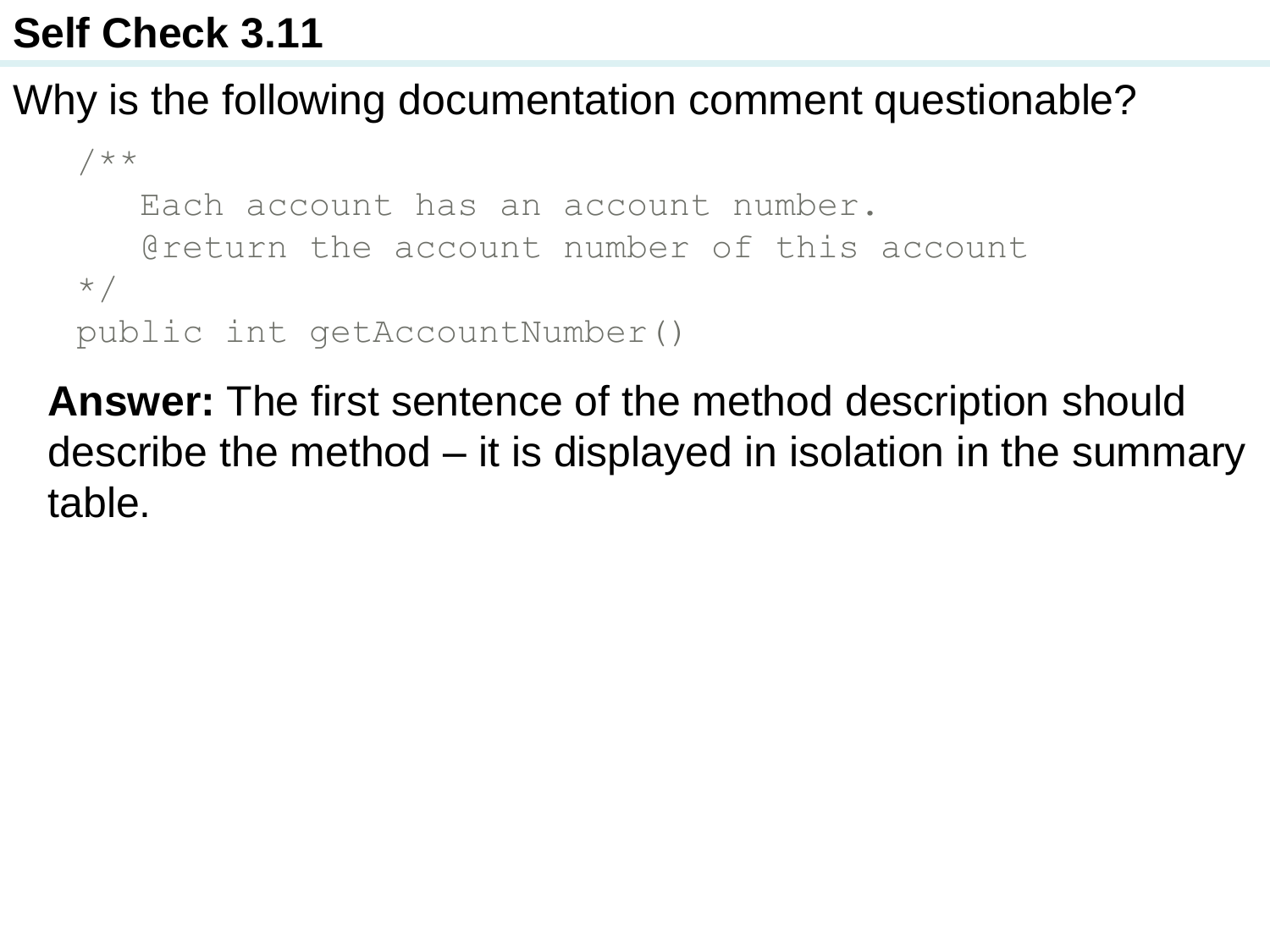## Self Check 3.11

Why is the following documentation comment questionable?

```
/**
   Each account has an account number.
   @return the account number of this account
*/
public int getAccountNumber()
```

**Answer:** The first sentence of the method description should describe the method – it is displayed in isolation in the summary table.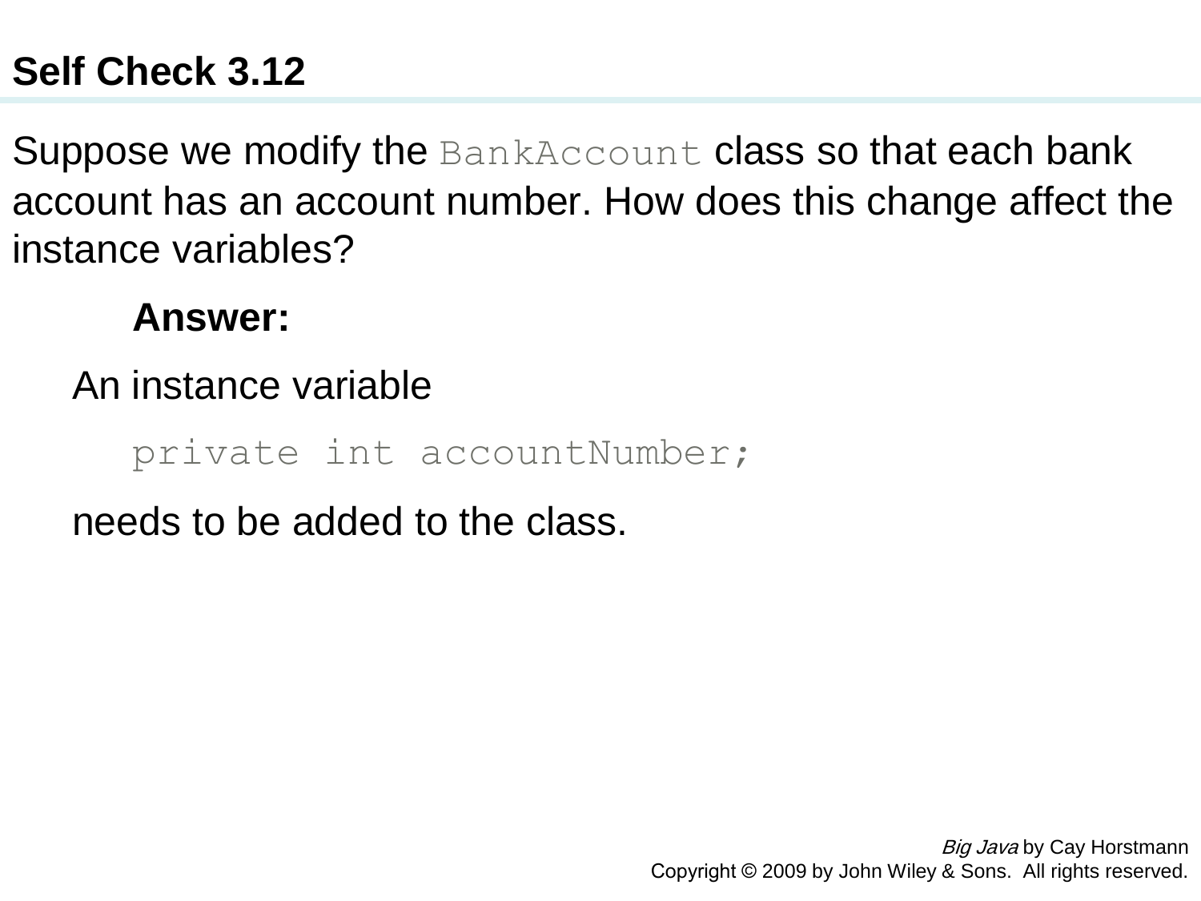## Self Check 3.12

Suppose we modify the `BankAccount` class so that each bank account has an account number. How does this change affect the instance variables?

**Answer:**

An instance variable

```
private int accountNumber;
```

needs to be added to the class.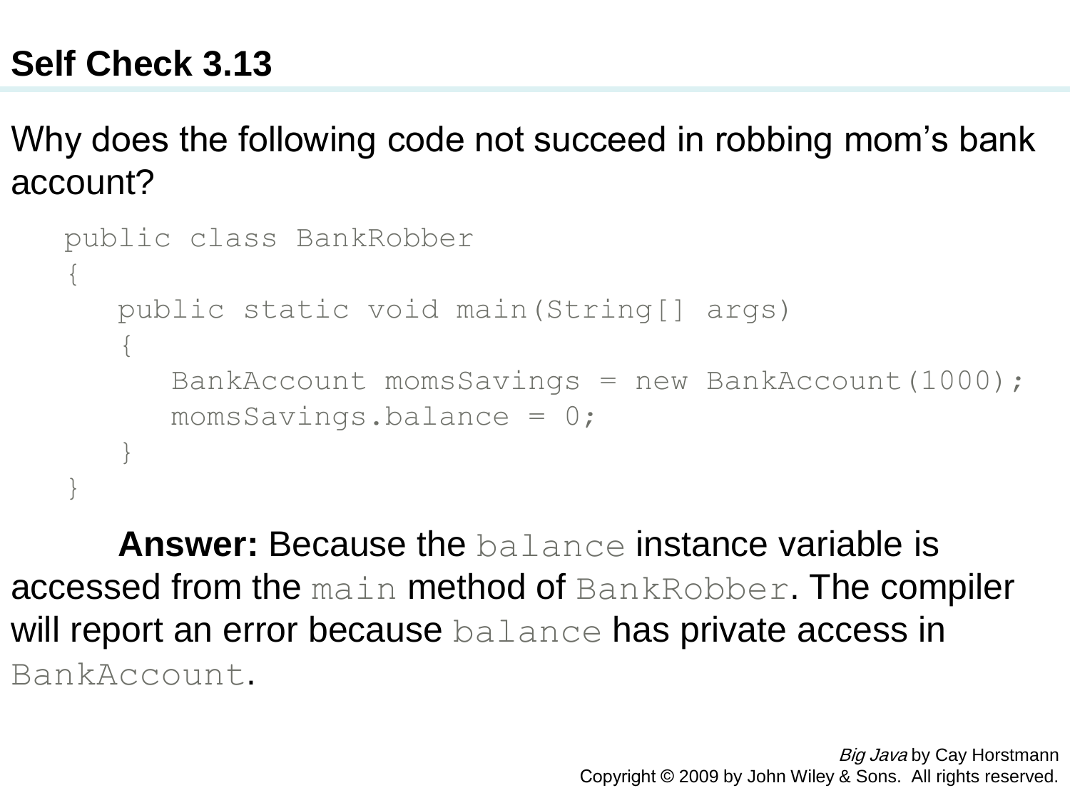## Self Check 3.13

Why does the following code not succeed in robbing mom's bank account?

```
public class BankRobber
{
   public static void main(String[] args)
   {
      BankAccount momsSavings = new BankAccount(1000);
      momsSavings.balance = 0;
   }
}
```

**Answer:** Because the `balance` instance variable is accessed from the `main` method of `BankRobber`. The compiler will report an error because `balance` has private access in `BankAccount`.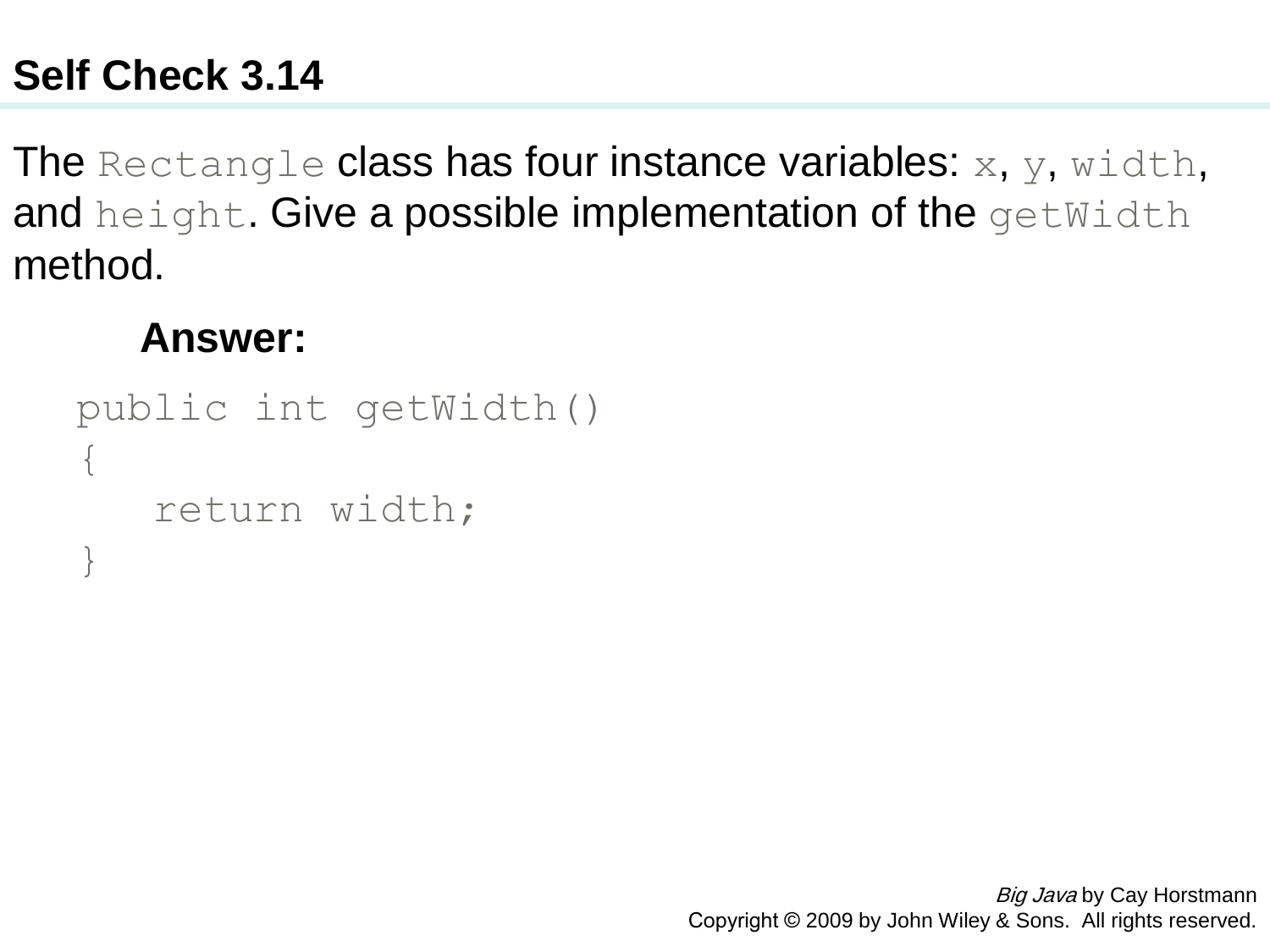## Self Check 3.14

The `Rectangle` class has four instance variables: `x`, `y`, `width`, and `height`. Give a possible implementation of the `getWidth` method.

**Answer:**

```
public int getWidth()
{
   return width;
}
```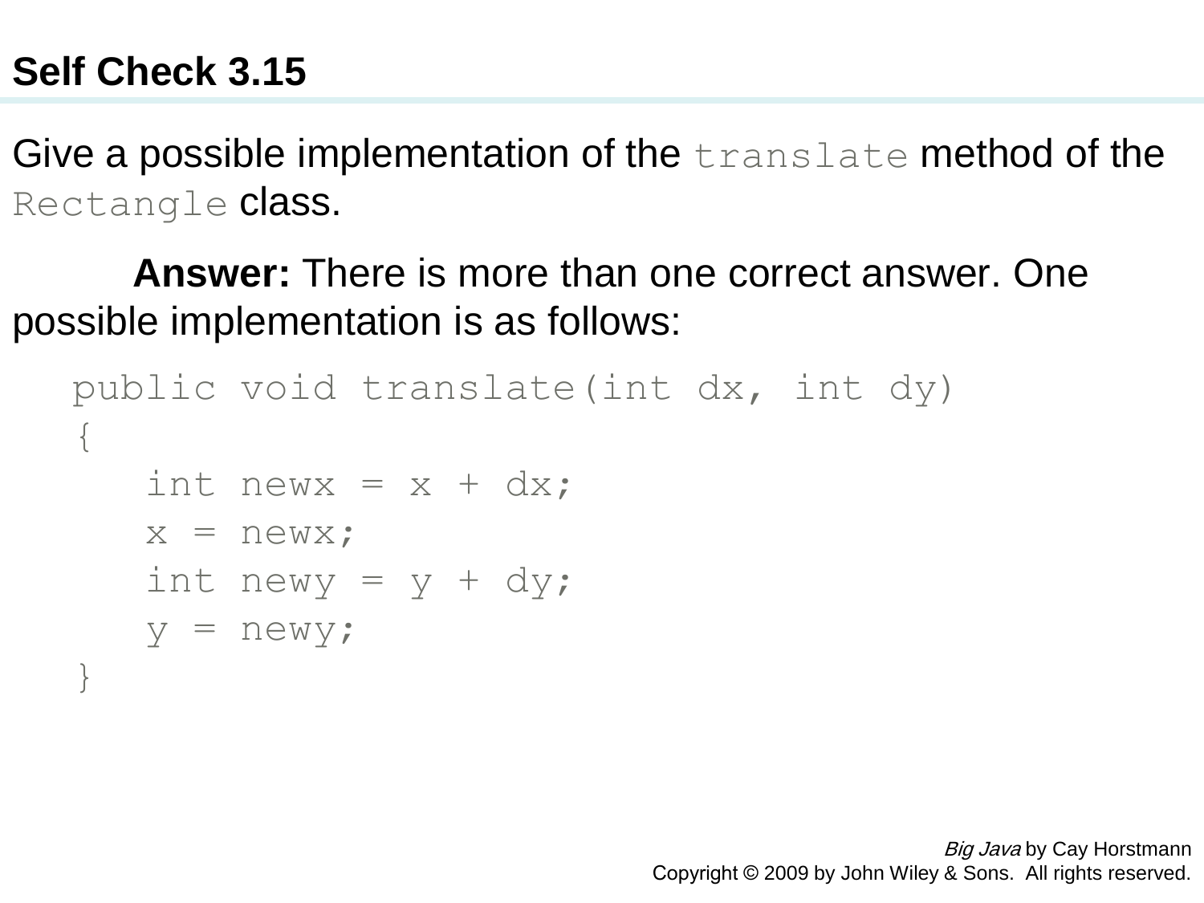## Self Check 3.15

Give a possible implementation of the `translate` method of the `Rectangle` class.

**Answer:** There is more than one correct answer. One possible implementation is as follows:

```
public void translate(int dx, int dy)
{
   int newx = x + dx;
   x = newx;
   int newy = y + dy;
   y = newy;
}
```

*Big Java* by Cay Horstmann
Copyright © 2009 by John Wiley & Sons. All rights reserved.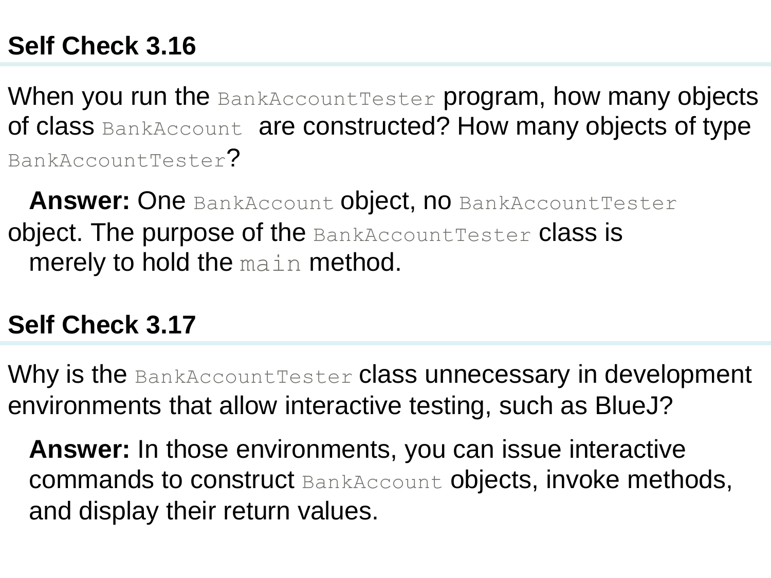## Self Check 3.16

When you run the `BankAccountTester` program, how many objects of class `BankAccount` are constructed? How many objects of type `BankAccountTester`?

**Answer:** One `BankAccount` object, no `BankAccountTester` object. The purpose of the `BankAccountTester` class is merely to hold the `main` method.

## Self Check 3.17

Why is the `BankAccountTester` class unnecessary in development environments that allow interactive testing, such as BlueJ?

**Answer:** In those environments, you can issue interactive commands to construct `BankAccount` objects, invoke methods, and display their return values.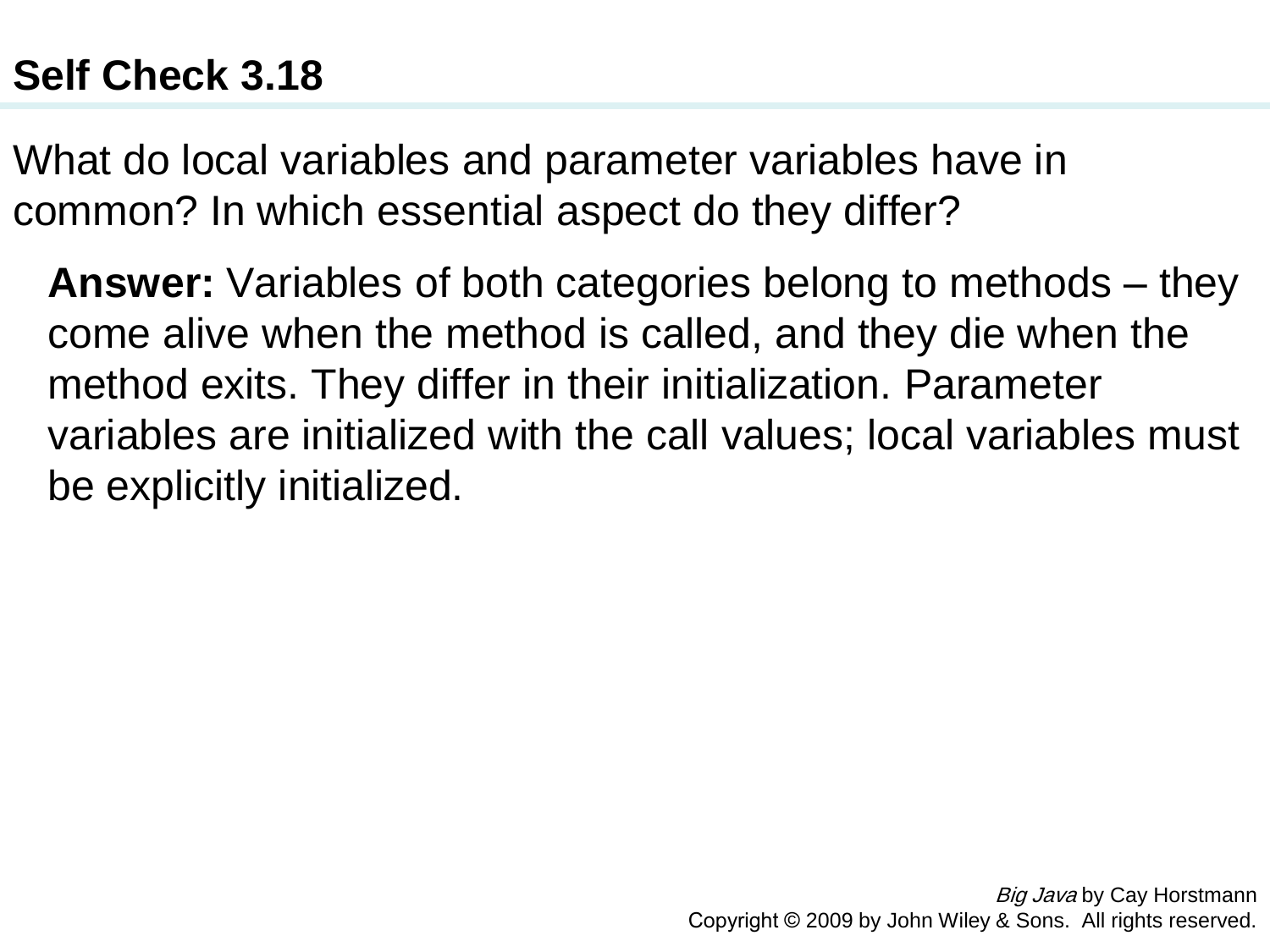## Self Check 3.18

What do local variables and parameter variables have in common? In which essential aspect do they differ?

**Answer:** Variables of both categories belong to methods – they come alive when the method is called, and they die when the method exits. They differ in their initialization. Parameter variables are initialized with the call values; local variables must be explicitly initialized.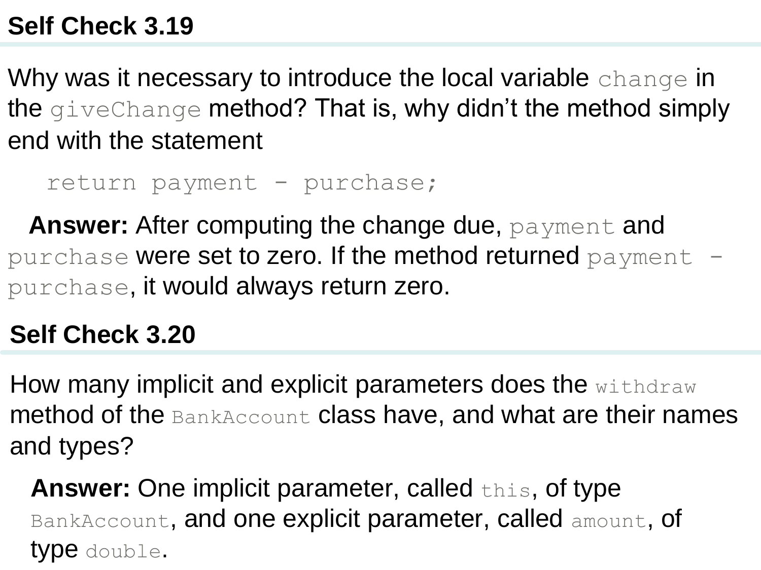## Self Check 3.19

Why was it necessary to introduce the local variable `change` in the `giveChange` method? That is, why didn't the method simply end with the statement

```
return payment - purchase;
```

**Answer:** After computing the change due, `payment` and `purchase` were set to zero. If the method returned `payment - purchase`, it would always return zero.

## Self Check 3.20

How many implicit and explicit parameters does the `withdraw` method of the `BankAccount` class have, and what are their names and types?

**Answer:** One implicit parameter, called `this`, of type `BankAccount`, and one explicit parameter, called `amount`, of type `double`.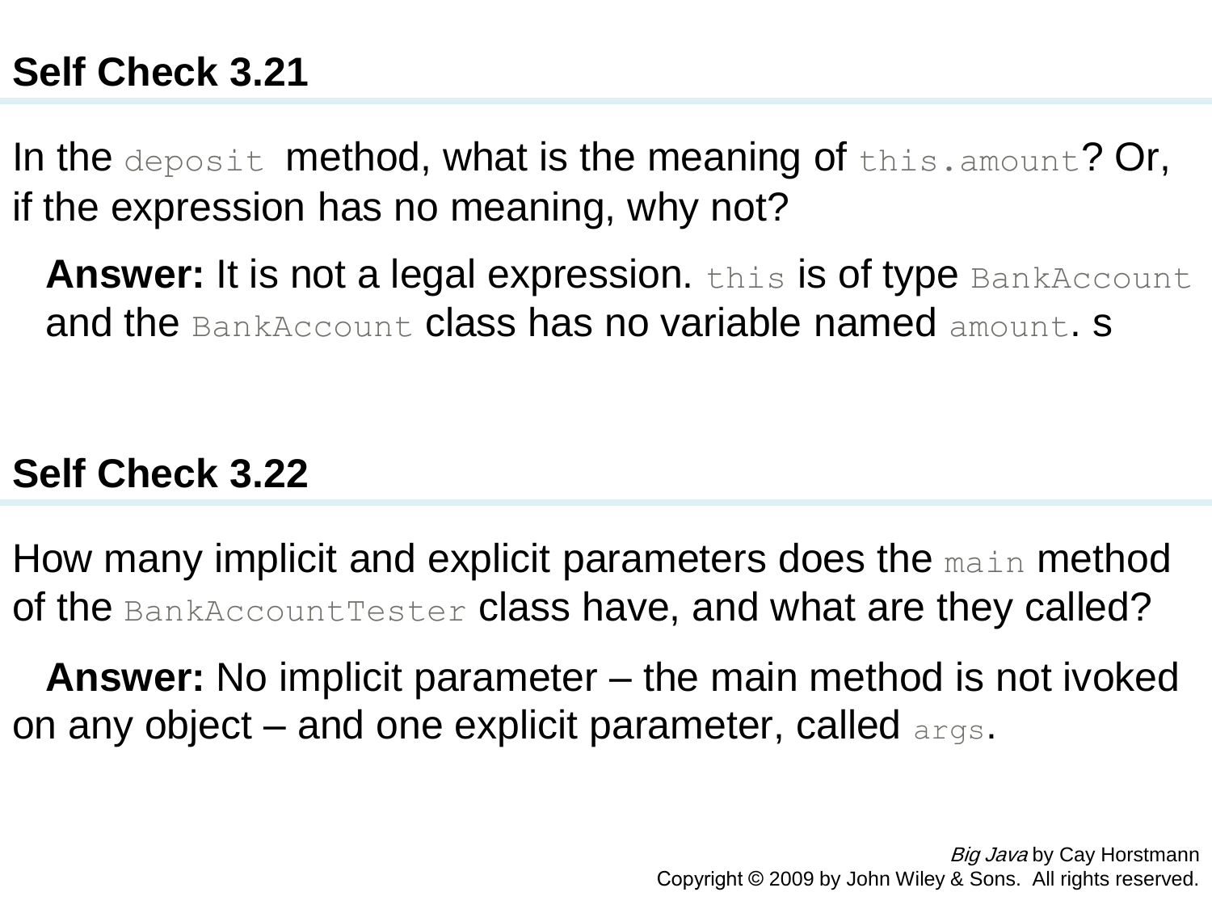## Self Check 3.21

In the `deposit` method, what is the meaning of `this.amount`? Or, if the expression has no meaning, why not?

**Answer:** It is not a legal expression. `this` is of type `BankAccount` and the `BankAccount` class has no variable named `amount`. s

## Self Check 3.22

How many implicit and explicit parameters does the `main` method of the `BankAccountTester` class have, and what are they called?

**Answer:** No implicit parameter – the main method is not ivoked on any object – and one explicit parameter, called `args`.

*Big Java* by Cay Horstmann
Copyright © 2009 by John Wiley & Sons. All rights reserved.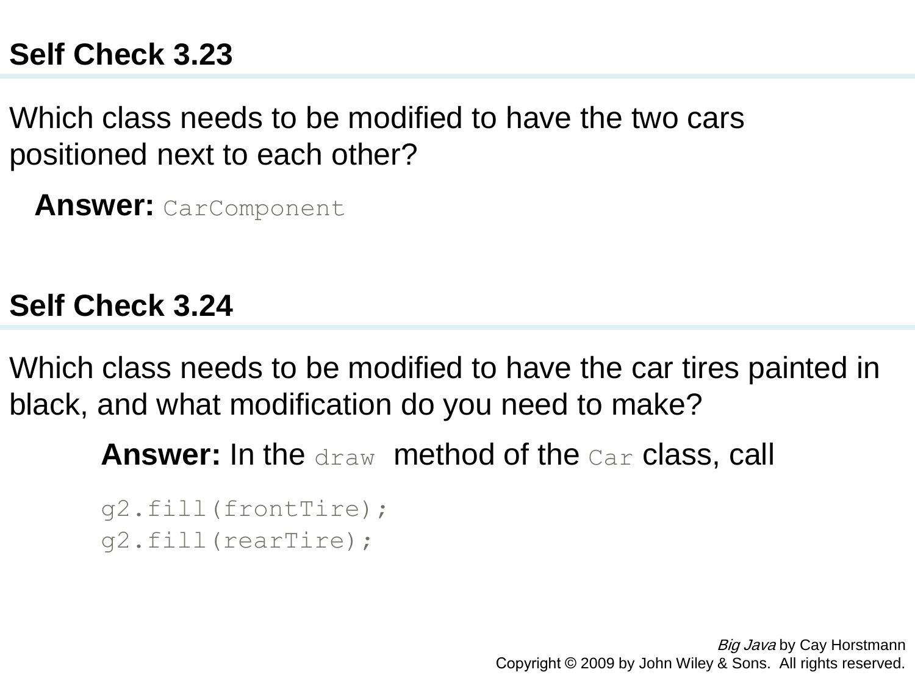## Self Check 3.23

Which class needs to be modified to have the two cars positioned next to each other?

**Answer:** `CarComponent`

## Self Check 3.24

Which class needs to be modified to have the car tires painted in black, and what modification do you need to make?

**Answer:** In the `draw` method of the `Car` class, call

```
g2.fill(frontTire);
g2.fill(rearTire);
```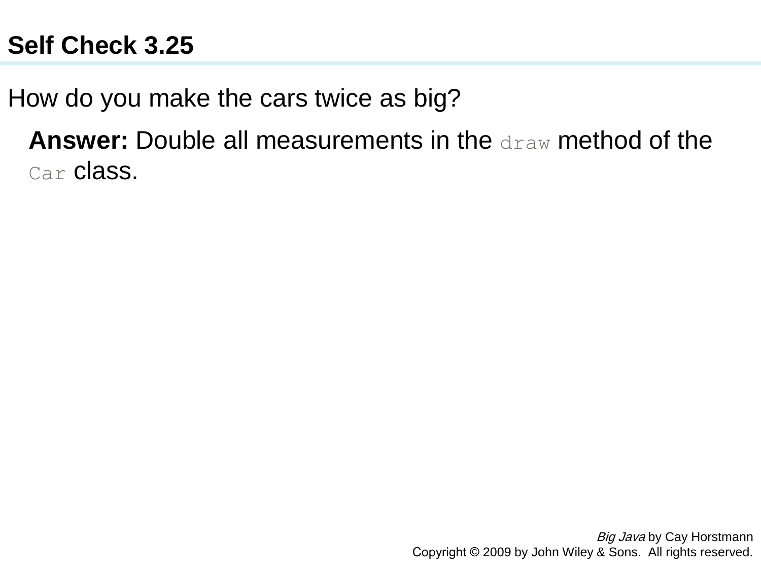## Self Check 3.25

How do you make the cars twice as big?

**Answer:** Double all measurements in the `draw` method of the `Car` class.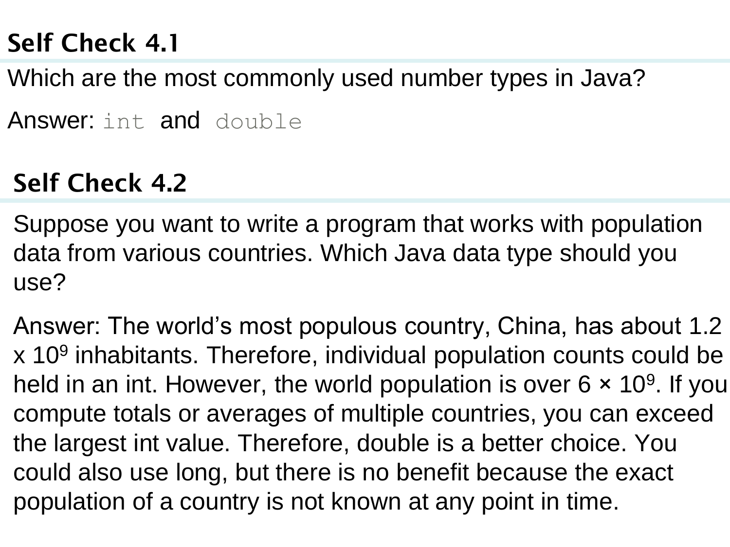## Self Check 4.1

Which are the most commonly used number types in Java?

Answer: `int` and `double`

## Self Check 4.2

Suppose you want to write a program that works with population data from various countries. Which Java data type should you use?

Answer: The world's most populous country, China, has about 1.2 x $10^9$ inhabitants. Therefore, individual population counts could be held in an int. However, the world population is over $6 \times 10^9$. If you compute totals or averages of multiple countries, you can exceed the largest int value. Therefore, double is a better choice. You could also use long, but there is no benefit because the exact population of a country is not known at any point in time.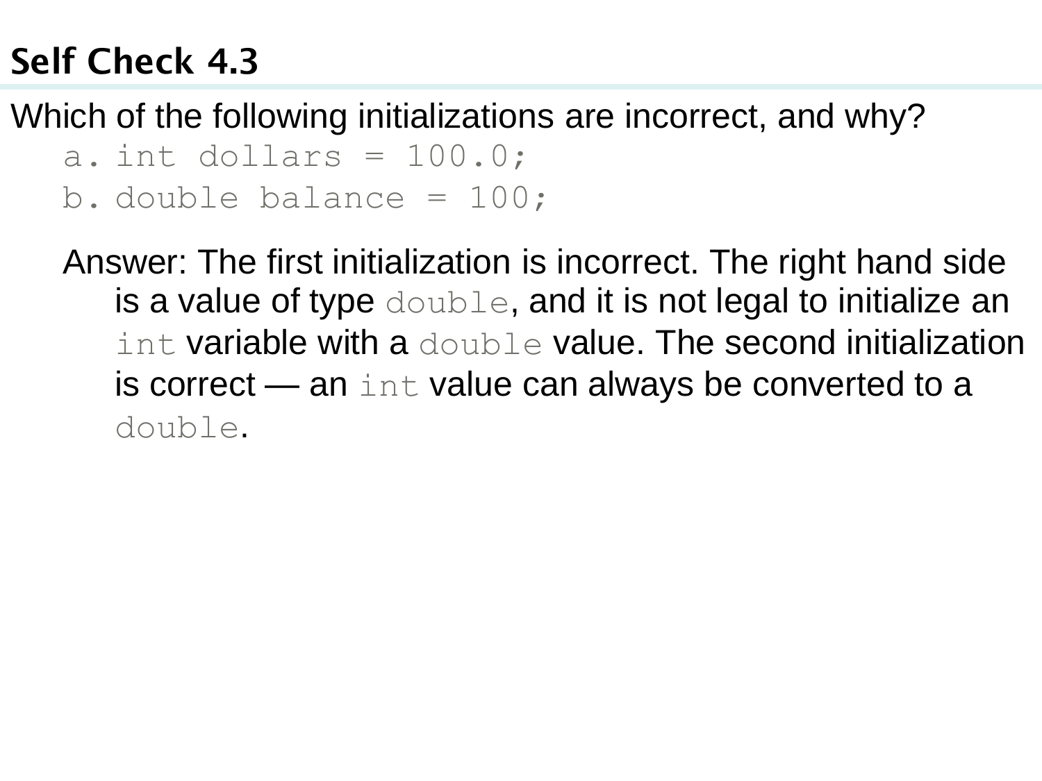## Self Check 4.3

Which of the following initializations are incorrect, and why?

a. `int dollars = 100.0;`

b. `double balance = 100;`

Answer: The first initialization is incorrect. The right hand side is a value of type `double`, and it is not legal to initialize an `int` variable with a `double` value. The second initialization is correct — an `int` value can always be converted to a `double`.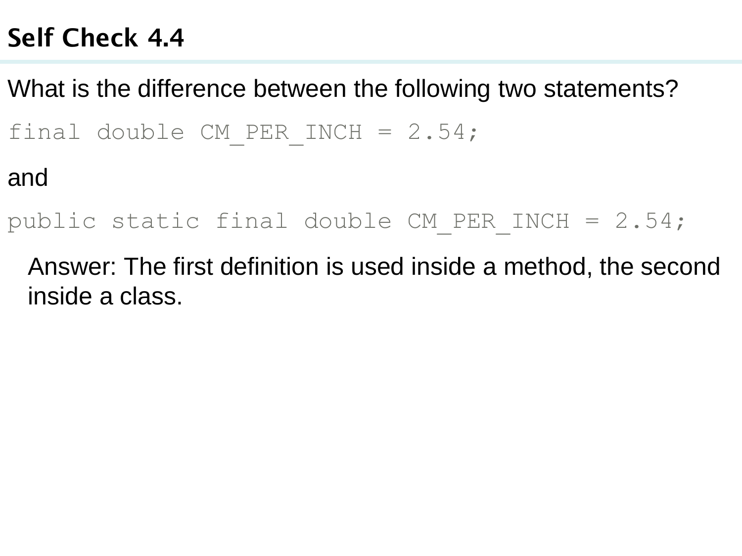## Self Check 4.4

What is the difference between the following two statements?

```
final double CM_PER_INCH = 2.54;
```

and

```
public static final double CM_PER_INCH = 2.54;
```

Answer: The first definition is used inside a method, the second inside a class.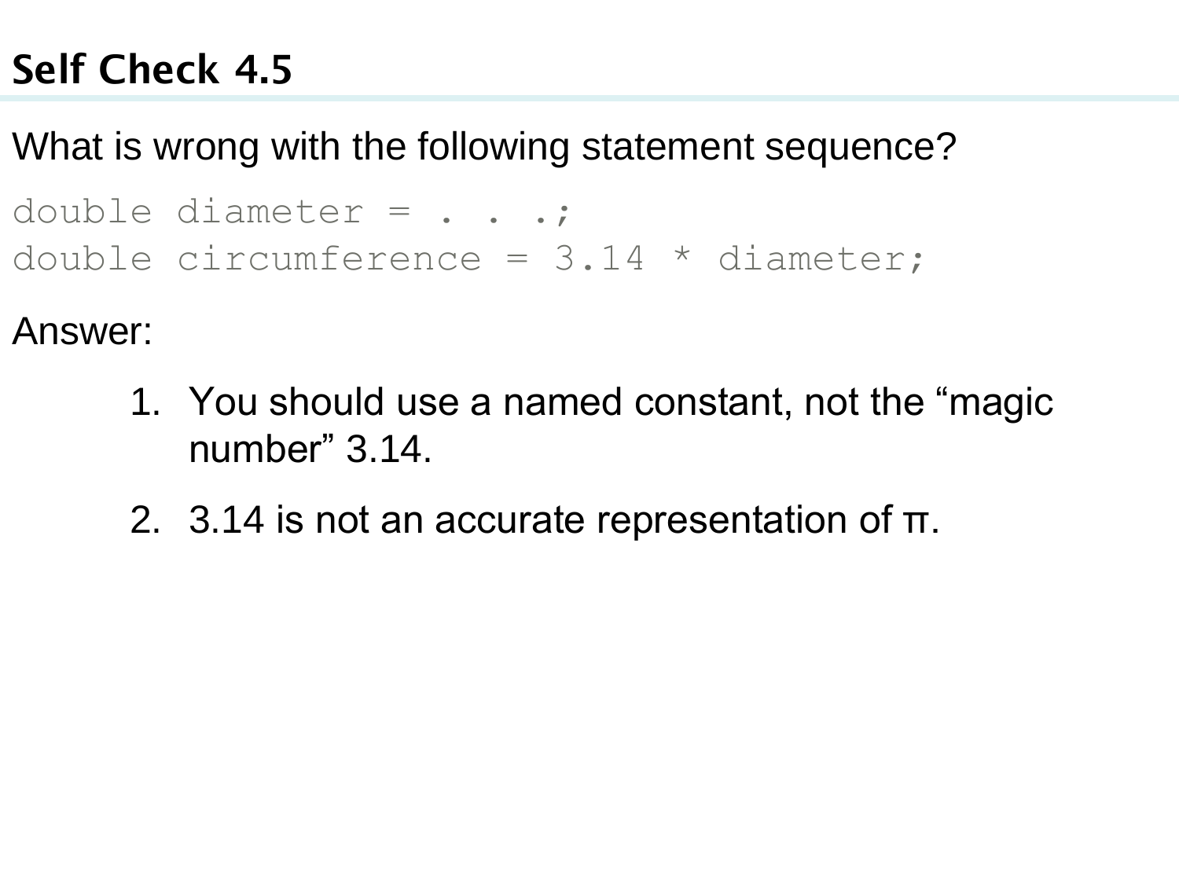## Self Check 4.5

What is wrong with the following statement sequence?

```
double diameter = . . .;
double circumference = 3.14 * diameter;
```

Answer:

1. You should use a named constant, not the “magic number” 3.14.
2. 3.14 is not an accurate representation of π.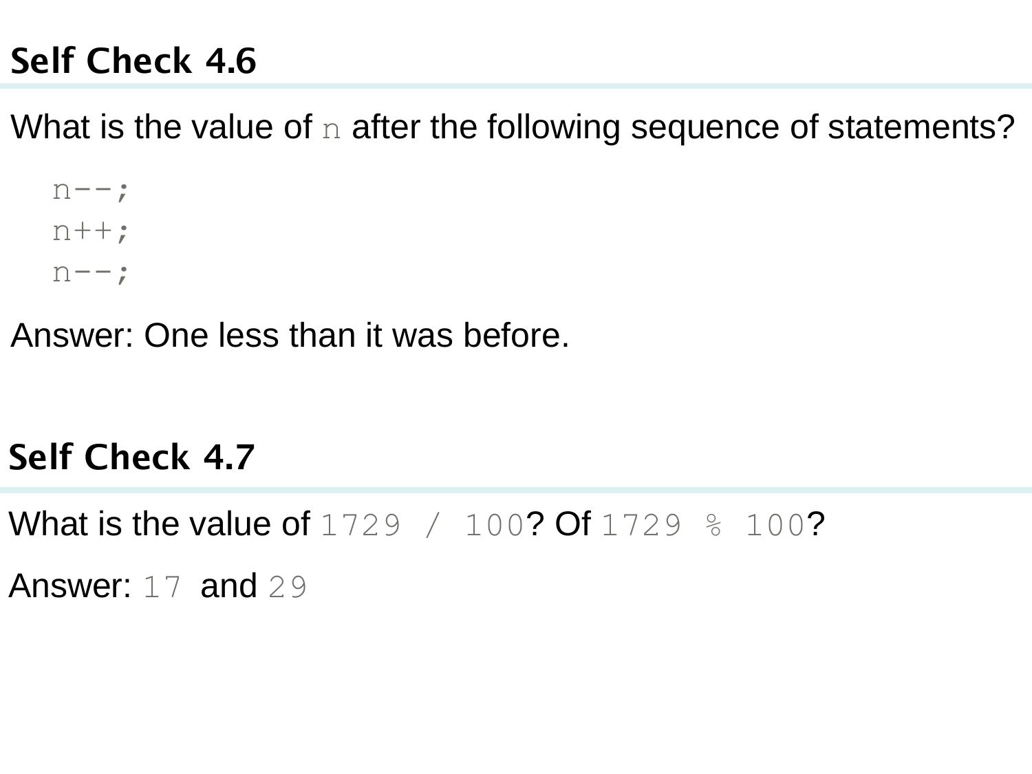## Self Check 4.6

What is the value of `n` after the following sequence of statements?

```
n--;
n++;
n--;
```

Answer: One less than it was before.

## Self Check 4.7

What is the value of `1729 / 100`? Of `1729 % 100`?

Answer: `17` and `29`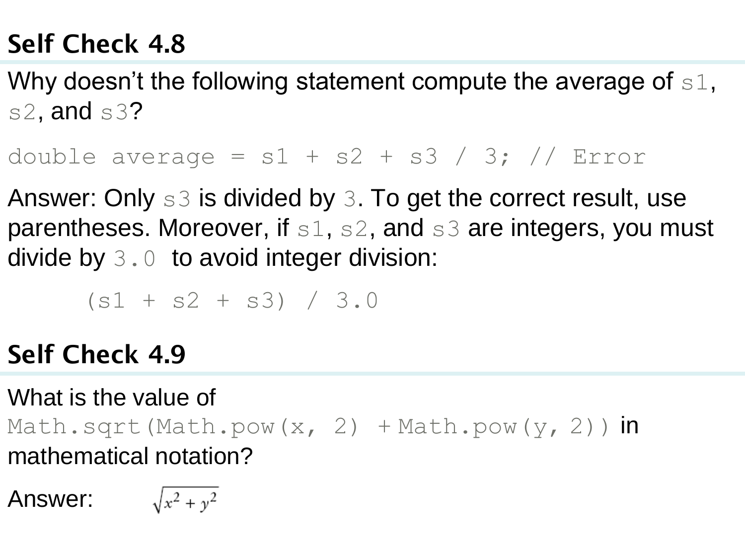## Self Check 4.8

Why doesn't the following statement compute the average of `s1`, `s2`, and `s3`?

```
double average = s1 + s2 + s3 / 3; // Error
```

Answer: Only `s3` is divided by `3`. To get the correct result, use parentheses. Moreover, if `s1`, `s2`, and `s3` are integers, you must divide by `3.0` to avoid integer division:

```
(s1 + s2 + s3) / 3.0
```

## Self Check 4.9

What is the value of `Math.sqrt(Math.pow(x, 2) + Math.pow(y, 2))` in mathematical notation?

Answer: $\sqrt{x^2 + y^2}$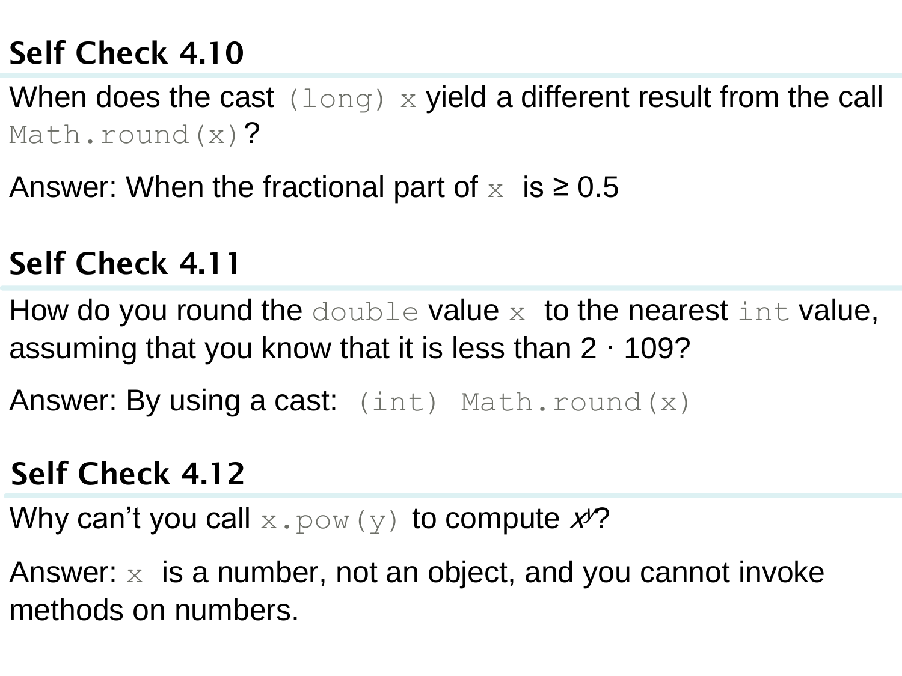## Self Check 4.10

When does the cast `(long) x` yield a different result from the call `Math.round(x)`?

Answer: When the fractional part of `x` is ≥ 0.5

## Self Check 4.11

How do you round the `double` value `x` to the nearest `int` value, assuming that you know that it is less than $2 \cdot 109$?

Answer: By using a cast: `(int) Math.round(x)`

## Self Check 4.12

Why can't you call `x.pow(y)` to compute $x^y$?

Answer: `x` is a number, not an object, and you cannot invoke methods on numbers.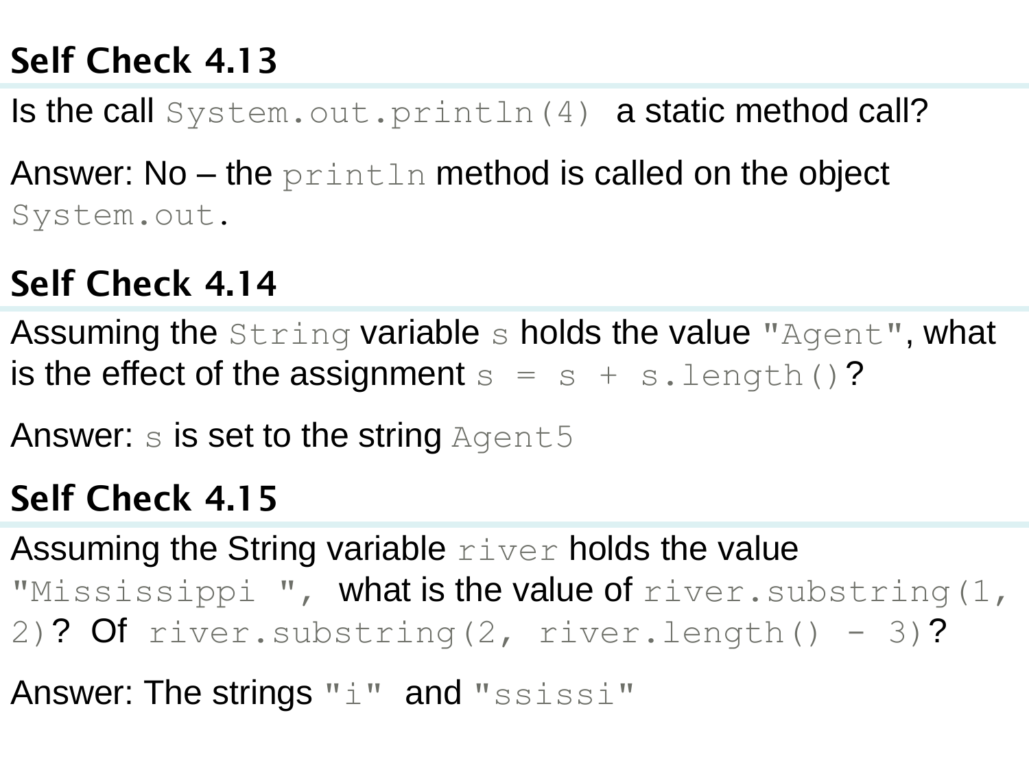## Self Check 4.13

Is the call `System.out.println(4)` a static method call?

Answer: No – the `println` method is called on the object `System.out`.

## Self Check 4.14

Assuming the `String` variable `s` holds the value `"Agent"`, what is the effect of the assignment `s = s + s.length()`?

Answer: `s` is set to the string `Agent5`

## Self Check 4.15

Assuming the String variable `river` holds the value `"Mississippi "`, what is the value of `river.substring(1, 2)`? Of `river.substring(2, river.length() - 3)`?

Answer: The strings `"i"` and `"ssissi"`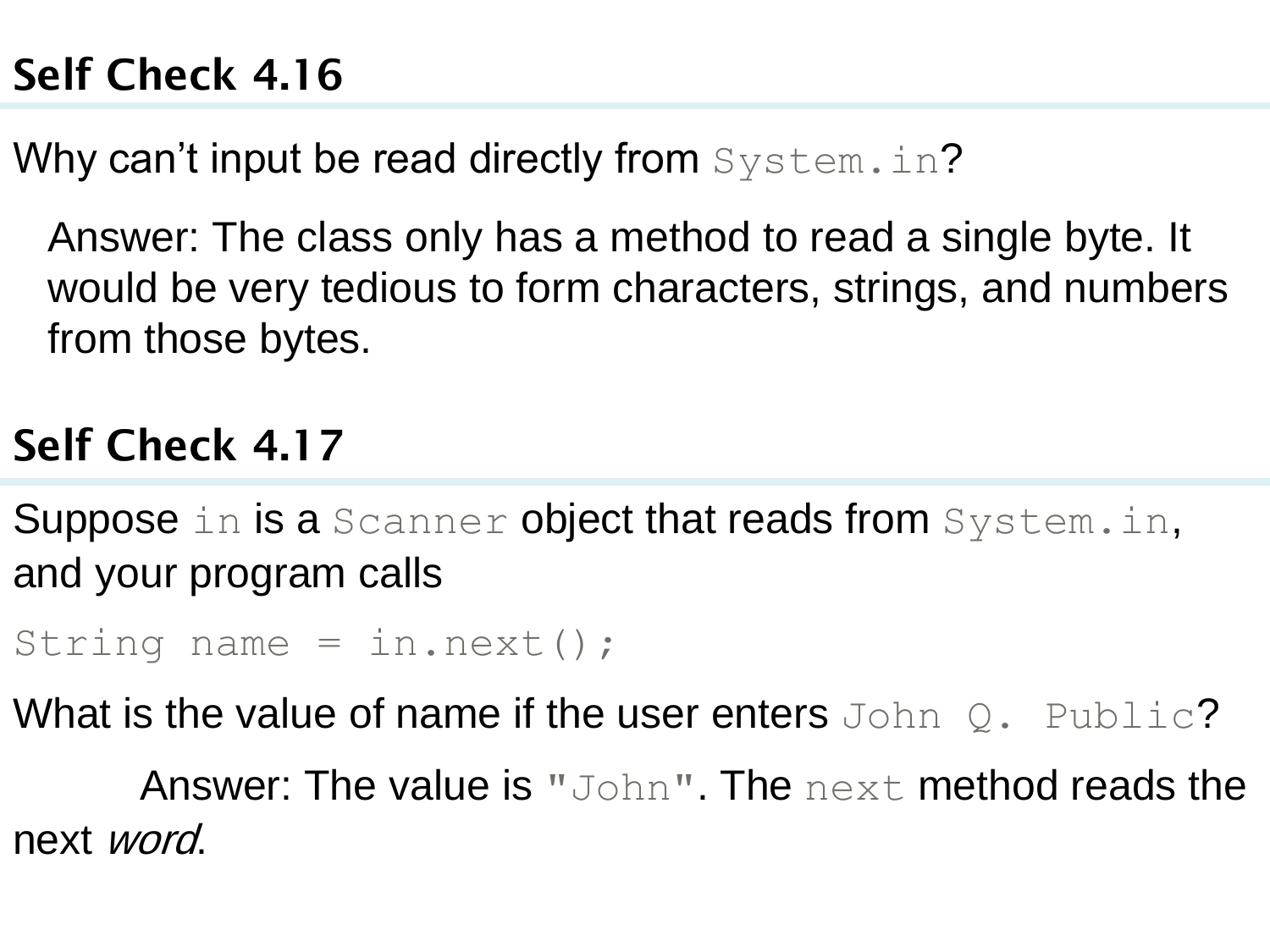## Self Check 4.16

Why can't input be read directly from `System.in`?

Answer: The class only has a method to read a single byte. It would be very tedious to form characters, strings, and numbers from those bytes.

## Self Check 4.17

Suppose `in` is a `Scanner` object that reads from `System.in`, and your program calls

```
String name = in.next();
```

What is the value of name if the user enters `John Q. Public`?

Answer: The value is `"John"`. The `next` method reads the next *word*.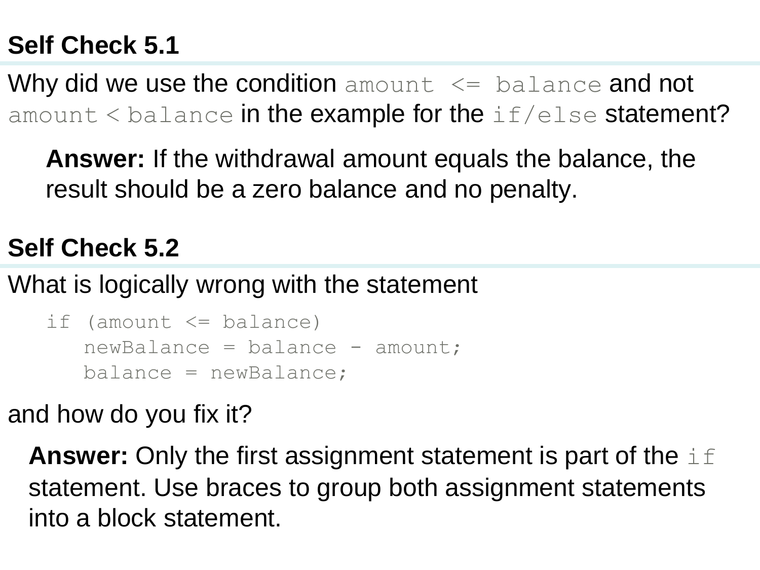## Self Check 5.1

Why did we use the condition `amount <= balance` and not `amount < balance` in the example for the `if/else` statement?

**Answer:** If the withdrawal amount equals the balance, the result should be a zero balance and no penalty.

## Self Check 5.2

What is logically wrong with the statement

```
if (amount <= balance)
   newBalance = balance - amount;
   balance = newBalance;
```

and how do you fix it?

**Answer:** Only the first assignment statement is part of the `if` statement. Use braces to group both assignment statements into a block statement.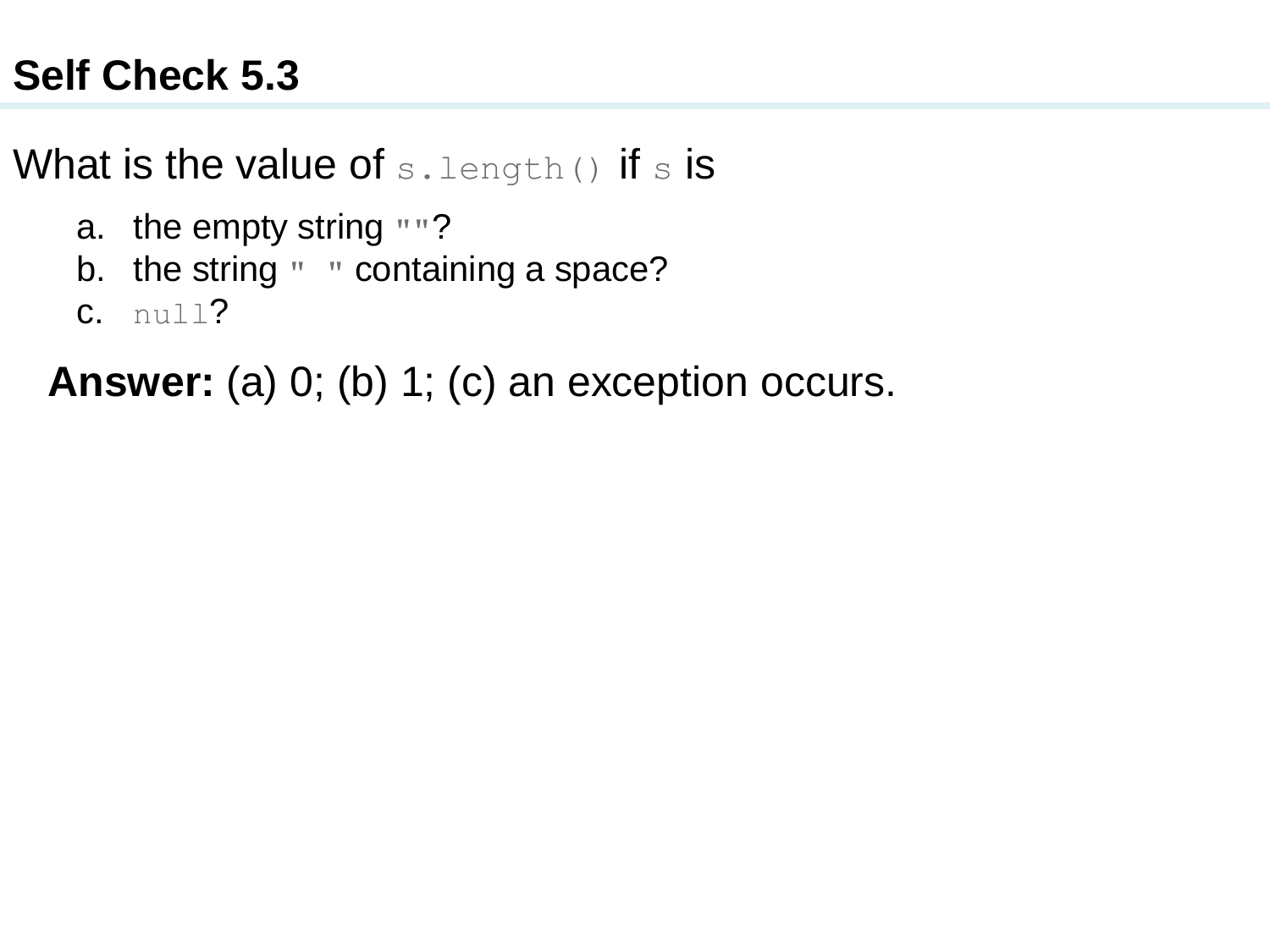## Self Check 5.3

What is the value of `s.length()` if `s` is

a. the empty string `""`?
b. the string `" "` containing a space?
c. `null`?

**Answer:** (a) 0; (b) 1; (c) an exception occurs.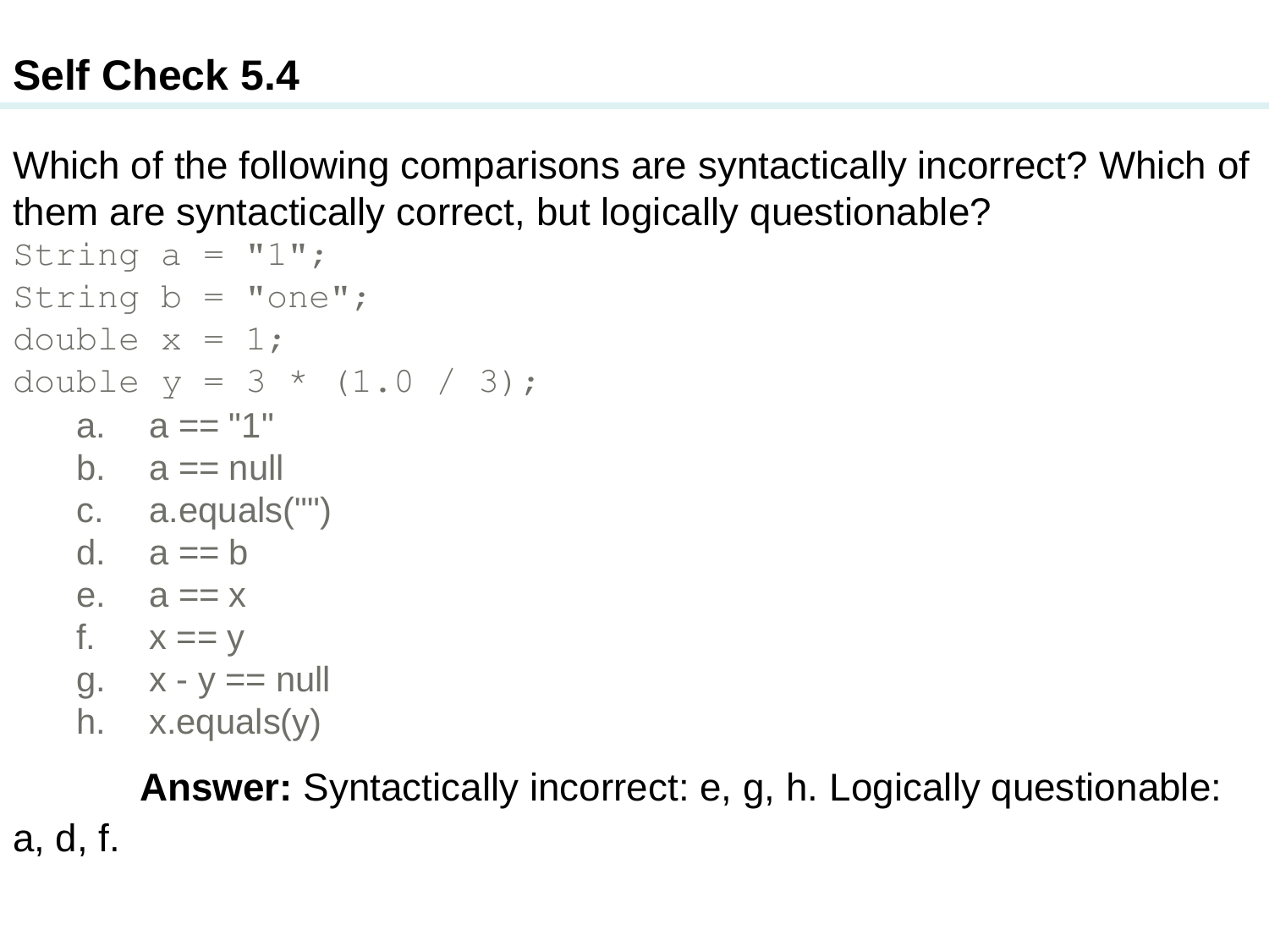## Self Check 5.4

Which of the following comparisons are syntactically incorrect? Which of them are syntactically correct, but logically questionable?

```
String a = "1";
String b = "one";
double x = 1;
double y = 3 * (1.0 / 3);
```

a. `a == "1"`
b. `a == null`
c. `a.equals("")`
d. `a == b`
e. `a == x`
f. `x == y`
g. `x - y == null`
h. `x.equals(y)`

**Answer:** Syntactically incorrect: e, g, h. Logically questionable: a, d, f.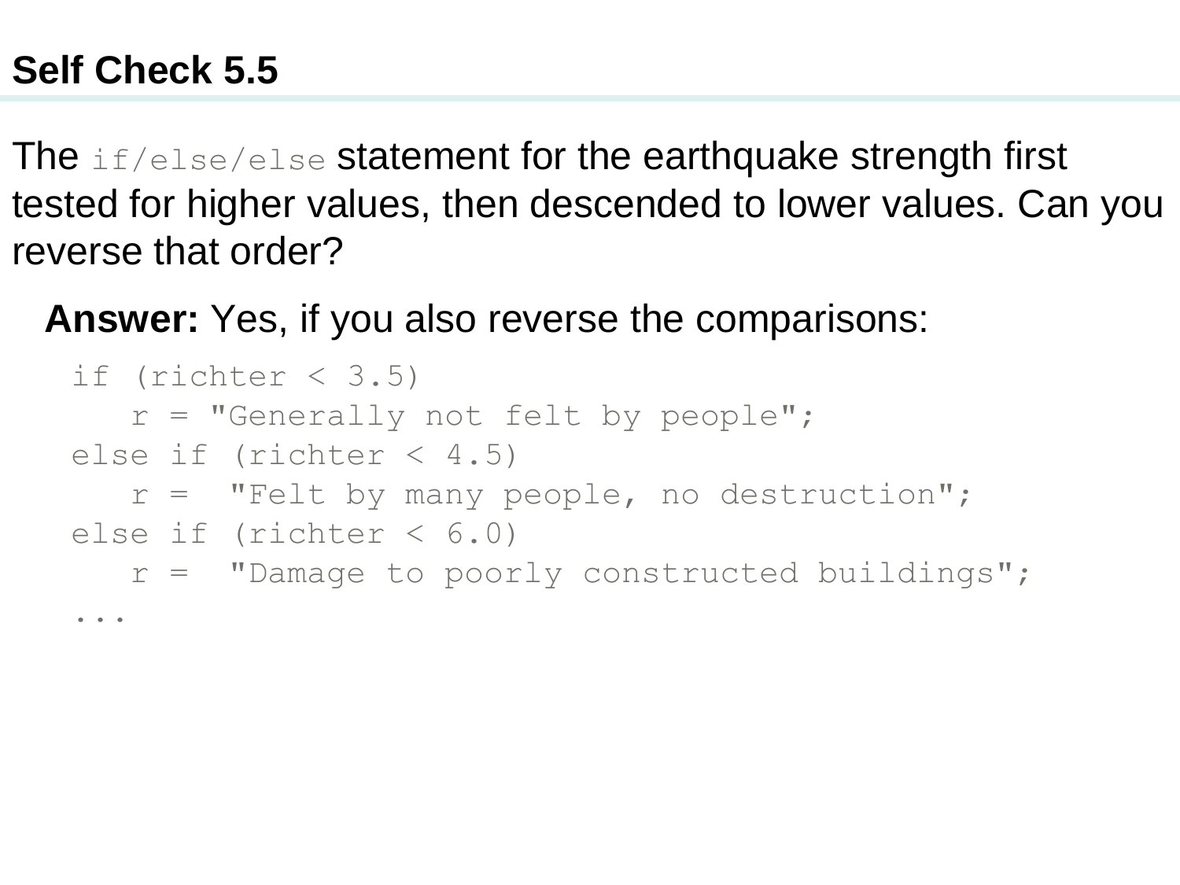## Self Check 5.5

The `if/else/else` statement for the earthquake strength first tested for higher values, then descended to lower values. Can you reverse that order?

**Answer:** Yes, if you also reverse the comparisons:

```
if (richter < 3.5)
   r = "Generally not felt by people";
else if (richter < 4.5)
   r =  "Felt by many people, no destruction";
else if (richter < 6.0)
   r =  "Damage to poorly constructed buildings";
...
```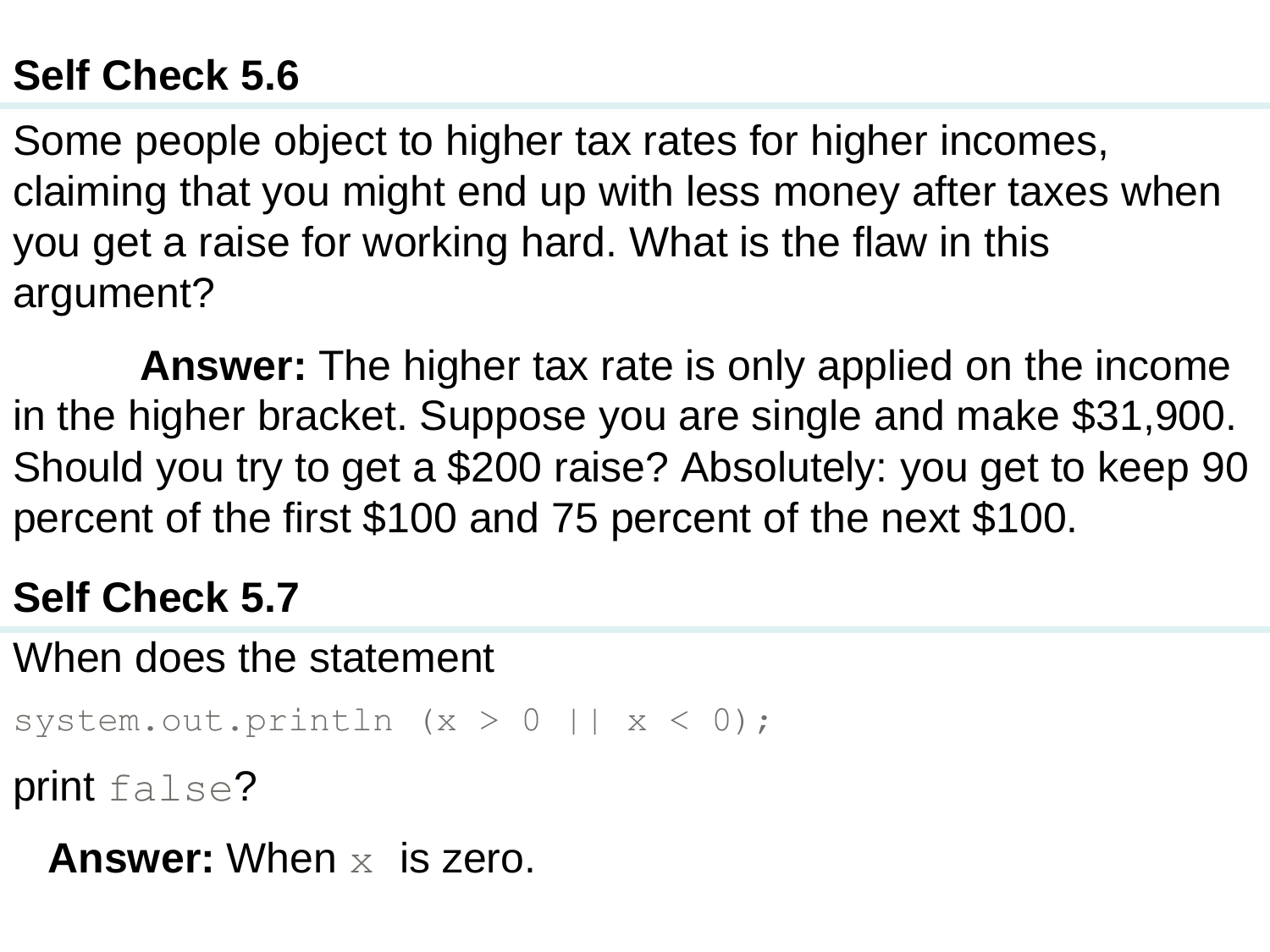### Self Check 5.6

Some people object to higher tax rates for higher incomes, claiming that you might end up with less money after taxes when you get a raise for working hard. What is the flaw in this argument?

**Answer:** The higher tax rate is only applied on the income in the higher bracket. Suppose you are single and make $31,900. Should you try to get a $200 raise? Absolutely: you get to keep 90 percent of the first $100 and 75 percent of the next $100.

### Self Check 5.7

When does the statement

```
system.out.println (x > 0 || x < 0);
```

print `false`?

**Answer:** When `x` is zero.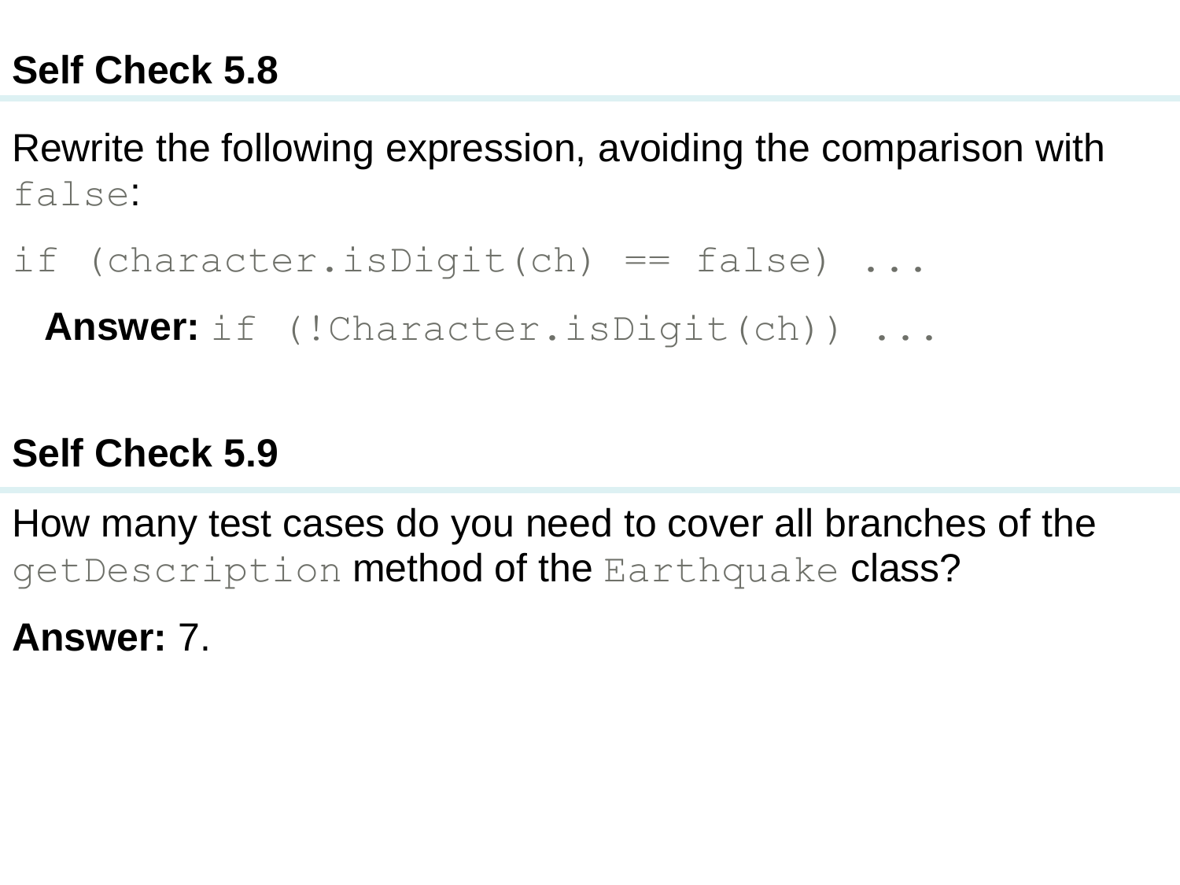## Self Check 5.8

Rewrite the following expression, avoiding the comparison with `false`:

```
if (character.isDigit(ch) == false) ...
```

**Answer:** `if (!Character.isDigit(ch)) ...`

## Self Check 5.9

How many test cases do you need to cover all branches of the `getDescription` method of the `Earthquake` class?

**Answer:** 7.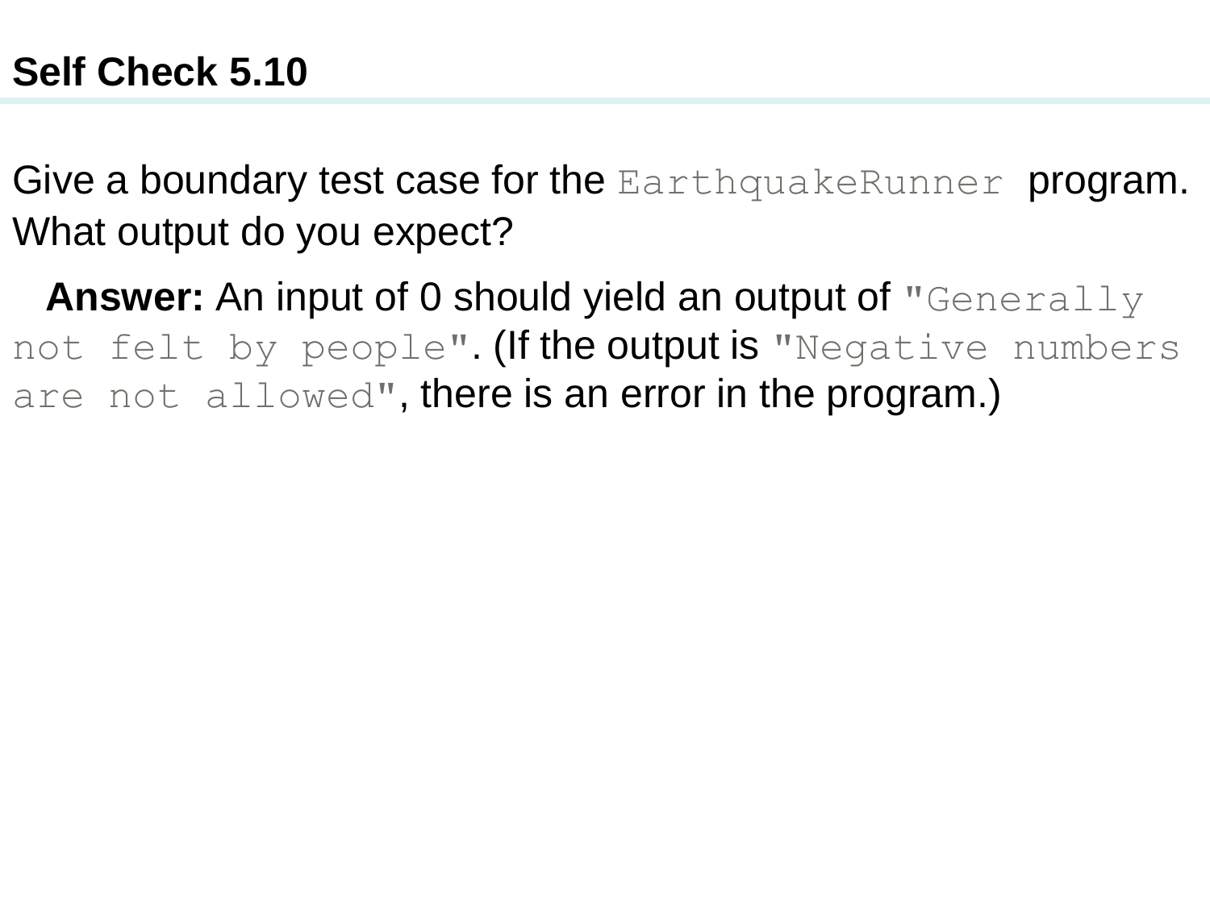## Self Check 5.10

Give a boundary test case for the `EarthquakeRunner` program. What output do you expect?

**Answer:** An input of 0 should yield an output of `"Generally not felt by people"`. (If the output is `"Negative numbers are not allowed"`, there is an error in the program.)